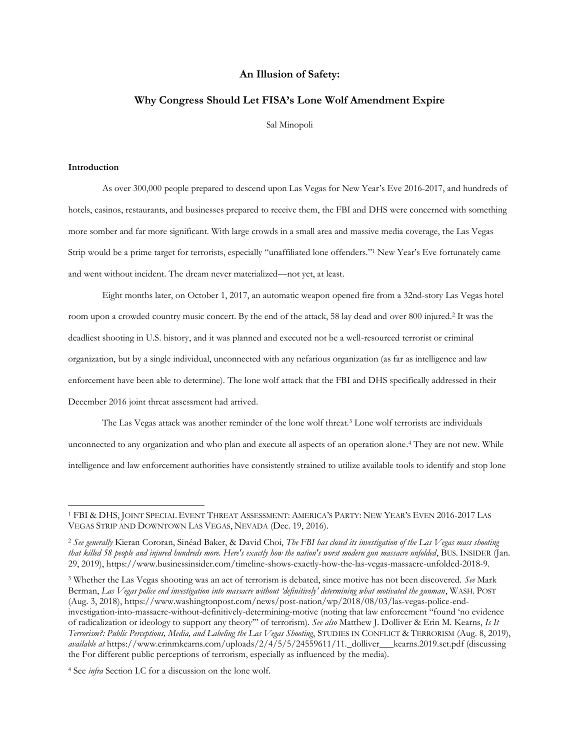# An Illusion of Safety:

## Why Congress Should Let FISA's Lone Wolf Amendment Expire

Sal Minopoli

### Introduction

As over 300,000 people prepared to descend upon Las Vegas for New Year's Eve 2016-2017, and hundreds of hotels, casinos, restaurants, and businesses prepared to receive them, the FBI and DHS were concerned with something more somber and far more significant. With large crowds in a small area and massive media coverage, the Las Vegas Strip would be a prime target for terrorists, especially "unaffiliated lone offenders."[1] New Year's Eve fortunately came and went without incident. The dream never materialized—not yet, at least.

Eight months later, on October 1, 2017, an automatic weapon opened fire from a 32nd-story Las Vegas hotel room upon a crowded country music concert. By the end of the attack, 58 lay dead and over 800 injured.[2] It was the deadliest shooting in U.S. history, and it was planned and executed not be a well-resourced terrorist or criminal organization, but by a single individual, unconnected with any nefarious organization (as far as intelligence and law enforcement have been able to determine). The lone wolf attack that the FBI and DHS specifically addressed in their December 2016 joint threat assessment had arrived.

The Las Vegas attack was another reminder of the lone wolf threat.[3] Lone wolf terrorists are individuals unconnected to any organization and who plan and execute all aspects of an operation alone.[4] They are not new. While intelligence and law enforcement authorities have consistently strained to utilize available tools to identify and stop lone

---

[1] FBI & DHS, JOINT SPECIAL EVENT THREAT ASSESSMENT: AMERICA'S PARTY: NEW YEAR'S EVEN 2016-2017 LAS VEGAS STRIP AND DOWNTOWN LAS VEGAS, NEVADA (Dec. 19, 2016).

[2] *See generally* Kieran Cororan, Sinéad Baker, & David Choi, *The FBI has closed its investigation of the Las Vegas mass shooting that killed 58 people and injured hundreds more. Here's exactly how the nation's worst modern gun massacre unfolded*, BUS. INSIDER (Jan. 29, 2019), https://www.businessinsider.com/timeline-shows-exactly-how-the-las-vegas-massacre-unfolded-2018-9.

[3] Whether the Las Vegas shooting was an act of terrorism is debated, since motive has not been discovered. *See* Mark Berman, *Las Vegas police end investigation into massacre without 'definitively' determining what motivated the gunman*, WASH. POST (Aug. 3, 2018), https://www.washingtonpost.com/news/post-nation/wp/2018/08/03/las-vegas-police-end-investigation-into-massacre-without-definitively-determining-motive (noting that law enforcement "found 'no evidence of radicalization or ideology to support any theory'" of terrorism). *See also* Matthew J. Dolliver & Erin M. Kearns, *Is It Terrorism?: Public Perceptions, Media, and Labeling the Las Vegas Shooting*, STUDIES IN CONFLICT & TERRORISM (Aug. 8, 2019), *available at* https://www.erinmkearns.com/uploads/2/4/5/5/24559611/11._dolliver___kearns.2019.sct.pdf (discussing the For different public perceptions of terrorism, especially as influenced by the media).

[4] See *infra* Section I.C for a discussion on the lone wolf.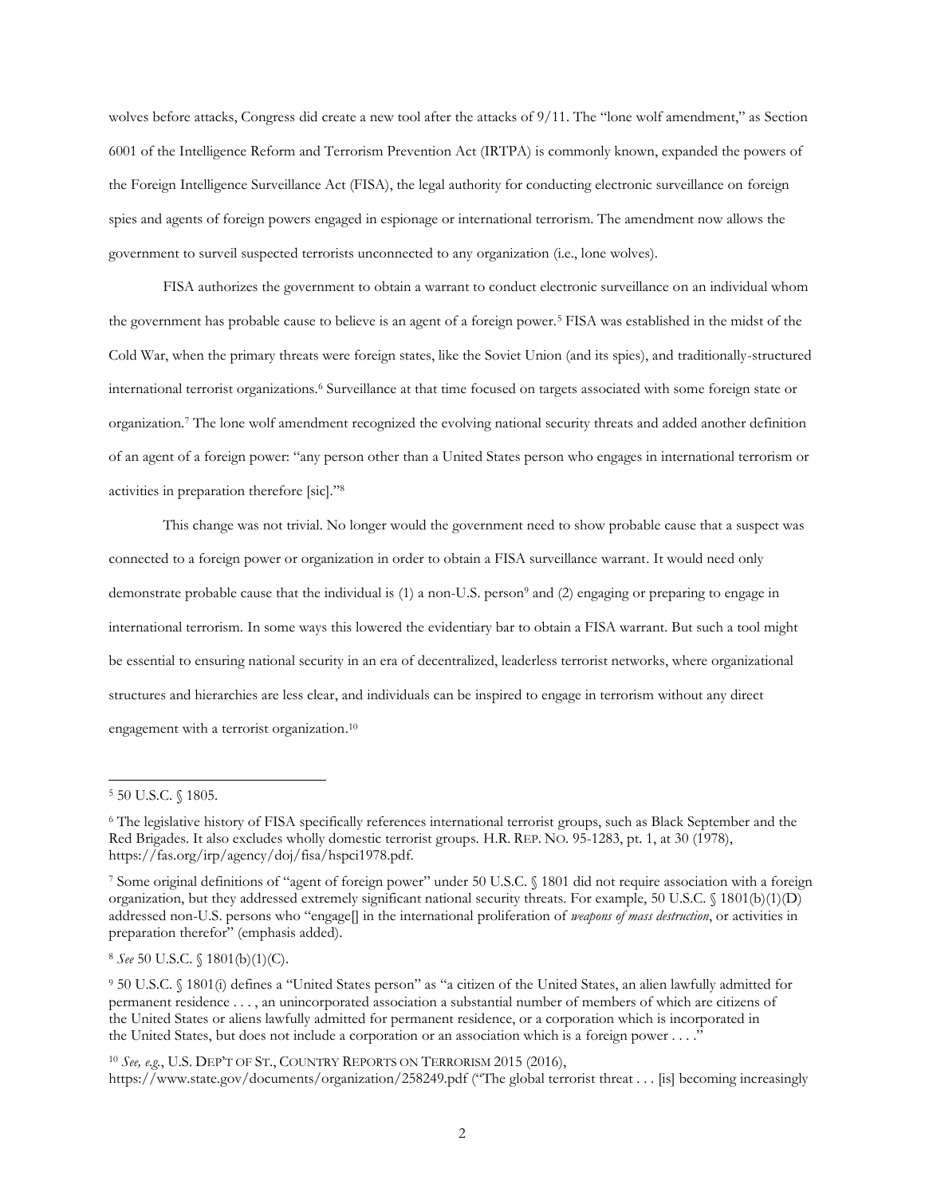wolves before attacks, Congress did create a new tool after the attacks of 9/11. The "lone wolf amendment," as Section 6001 of the Intelligence Reform and Terrorism Prevention Act (IRTPA) is commonly known, expanded the powers of the Foreign Intelligence Surveillance Act (FISA), the legal authority for conducting electronic surveillance on foreign spies and agents of foreign powers engaged in espionage or international terrorism. The amendment now allows the government to surveil suspected terrorists unconnected to any organization (i.e., lone wolves).

FISA authorizes the government to obtain a warrant to conduct electronic surveillance on an individual whom the government has probable cause to believe is an agent of a foreign power.[5] FISA was established in the midst of the Cold War, when the primary threats were foreign states, like the Soviet Union (and its spies), and traditionally-structured international terrorist organizations.[6] Surveillance at that time focused on targets associated with some foreign state or organization.[7] The lone wolf amendment recognized the evolving national security threats and added another definition of an agent of a foreign power: "any person other than a United States person who engages in international terrorism or activities in preparation therefore [sic]."[8]

This change was not trivial. No longer would the government need to show probable cause that a suspect was connected to a foreign power or organization in order to obtain a FISA surveillance warrant. It would need only demonstrate probable cause that the individual is (1) a non-U.S. person[9] and (2) engaging or preparing to engage in international terrorism. In some ways this lowered the evidentiary bar to obtain a FISA warrant. But such a tool might be essential to ensuring national security in an era of decentralized, leaderless terrorist networks, where organizational structures and hierarchies are less clear, and individuals can be inspired to engage in terrorism without any direct engagement with a terrorist organization.[10]

---

[5] 50 U.S.C. § 1805.

[6] The legislative history of FISA specifically references international terrorist groups, such as Black September and the Red Brigades. It also excludes wholly domestic terrorist groups. H.R. REP. NO. 95-1283, pt. 1, at 30 (1978), https://fas.org/irp/agency/doj/fisa/hspci1978.pdf.

[7] Some original definitions of "agent of foreign power" under 50 U.S.C. § 1801 did not require association with a foreign organization, but they addressed extremely significant national security threats. For example, 50 U.S.C. § 1801(b)(1)(D) addressed non-U.S. persons who "engage[] in the international proliferation of *weapons of mass destruction*, or activities in preparation therefor" (emphasis added).

[8] *See* 50 U.S.C. § 1801(b)(1)(C).

[9] 50 U.S.C. § 1801(i) defines a "United States person" as "a citizen of the United States, an alien lawfully admitted for permanent residence . . . , an unincorporated association a substantial number of members of which are citizens of the United States or aliens lawfully admitted for permanent residence, or a corporation which is incorporated in the United States, but does not include a corporation or an association which is a foreign power . . . ."

[10] *See, e.g.*, U.S. DEP'T OF ST., COUNTRY REPORTS ON TERRORISM 2015 (2016), https://www.state.gov/documents/organization/258249.pdf ("The global terrorist threat . . . [is] becoming increasingly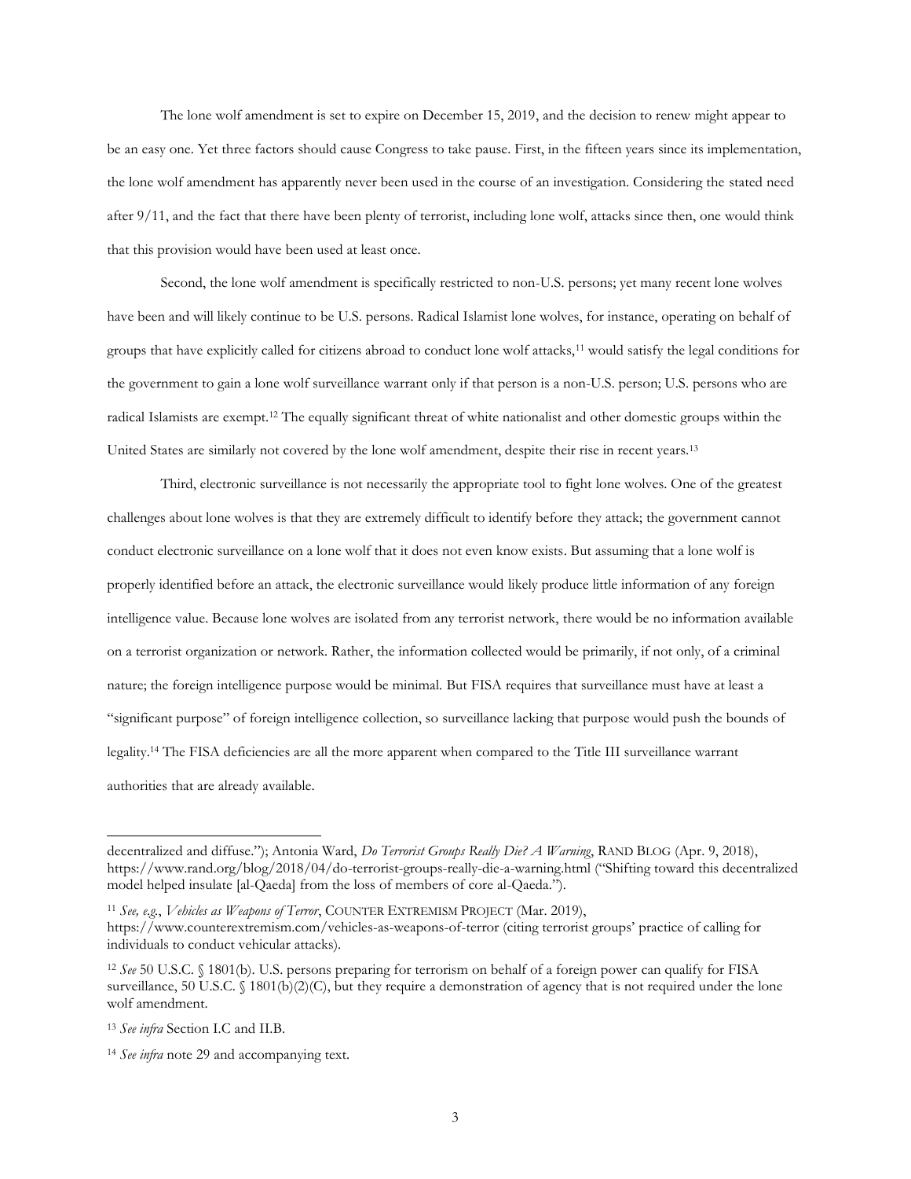The lone wolf amendment is set to expire on December 15, 2019, and the decision to renew might appear to be an easy one. Yet three factors should cause Congress to take pause. First, in the fifteen years since its implementation, the lone wolf amendment has apparently never been used in the course of an investigation. Considering the stated need after 9/11, and the fact that there have been plenty of terrorist, including lone wolf, attacks since then, one would think that this provision would have been used at least once.

Second, the lone wolf amendment is specifically restricted to non-U.S. persons; yet many recent lone wolves have been and will likely continue to be U.S. persons. Radical Islamist lone wolves, for instance, operating on behalf of groups that have explicitly called for citizens abroad to conduct lone wolf attacks,[11] would satisfy the legal conditions for the government to gain a lone wolf surveillance warrant only if that person is a non-U.S. person; U.S. persons who are radical Islamists are exempt.[12] The equally significant threat of white nationalist and other domestic groups within the United States are similarly not covered by the lone wolf amendment, despite their rise in recent years.[13]

Third, electronic surveillance is not necessarily the appropriate tool to fight lone wolves. One of the greatest challenges about lone wolves is that they are extremely difficult to identify before they attack; the government cannot conduct electronic surveillance on a lone wolf that it does not even know exists. But assuming that a lone wolf is properly identified before an attack, the electronic surveillance would likely produce little information of any foreign intelligence value. Because lone wolves are isolated from any terrorist network, there would be no information available on a terrorist organization or network. Rather, the information collected would be primarily, if not only, of a criminal nature; the foreign intelligence purpose would be minimal. But FISA requires that surveillance must have at least a "significant purpose" of foreign intelligence collection, so surveillance lacking that purpose would push the bounds of legality.[14] The FISA deficiencies are all the more apparent when compared to the Title III surveillance warrant authorities that are already available.

---

decentralized and diffuse."); Antonia Ward, *Do Terrorist Groups Really Die? A Warning*, RAND BLOG (Apr. 9, 2018), https://www.rand.org/blog/2018/04/do-terrorist-groups-really-die-a-warning.html ("Shifting toward this decentralized model helped insulate [al-Qaeda] from the loss of members of core al-Qaeda.").

[11] *See, e.g.*, *Vehicles as Weapons of Terror*, COUNTER EXTREMISM PROJECT (Mar. 2019), https://www.counterextremism.com/vehicles-as-weapons-of-terror (citing terrorist groups' practice of calling for individuals to conduct vehicular attacks).

[12] *See* 50 U.S.C. § 1801(b). U.S. persons preparing for terrorism on behalf of a foreign power can qualify for FISA surveillance, 50 U.S.C. § 1801(b)(2)(C), but they require a demonstration of agency that is not required under the lone wolf amendment.

[13] *See infra* Section I.C and II.B.

[14] *See infra* note 29 and accompanying text.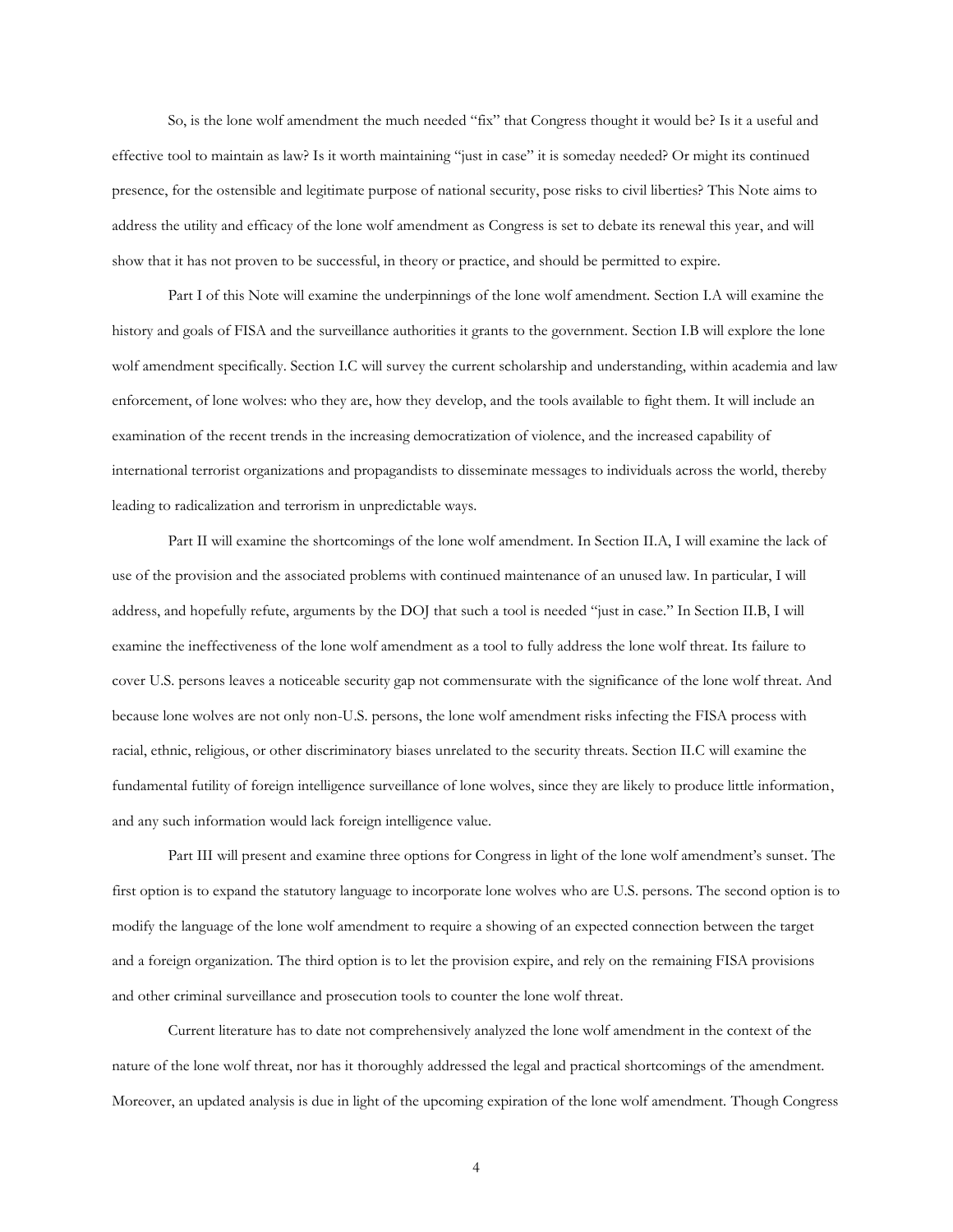So, is the lone wolf amendment the much needed "fix" that Congress thought it would be? Is it a useful and effective tool to maintain as law? Is it worth maintaining "just in case" it is someday needed? Or might its continued presence, for the ostensible and legitimate purpose of national security, pose risks to civil liberties? This Note aims to address the utility and efficacy of the lone wolf amendment as Congress is set to debate its renewal this year, and will show that it has not proven to be successful, in theory or practice, and should be permitted to expire.

Part I of this Note will examine the underpinnings of the lone wolf amendment. Section I.A will examine the history and goals of FISA and the surveillance authorities it grants to the government. Section I.B will explore the lone wolf amendment specifically. Section I.C will survey the current scholarship and understanding, within academia and law enforcement, of lone wolves: who they are, how they develop, and the tools available to fight them. It will include an examination of the recent trends in the increasing democratization of violence, and the increased capability of international terrorist organizations and propagandists to disseminate messages to individuals across the world, thereby leading to radicalization and terrorism in unpredictable ways.

Part II will examine the shortcomings of the lone wolf amendment. In Section II.A, I will examine the lack of use of the provision and the associated problems with continued maintenance of an unused law. In particular, I will address, and hopefully refute, arguments by the DOJ that such a tool is needed "just in case." In Section II.B, I will examine the ineffectiveness of the lone wolf amendment as a tool to fully address the lone wolf threat. Its failure to cover U.S. persons leaves a noticeable security gap not commensurate with the significance of the lone wolf threat. And because lone wolves are not only non-U.S. persons, the lone wolf amendment risks infecting the FISA process with racial, ethnic, religious, or other discriminatory biases unrelated to the security threats. Section II.C will examine the fundamental futility of foreign intelligence surveillance of lone wolves, since they are likely to produce little information, and any such information would lack foreign intelligence value.

Part III will present and examine three options for Congress in light of the lone wolf amendment's sunset. The first option is to expand the statutory language to incorporate lone wolves who are U.S. persons. The second option is to modify the language of the lone wolf amendment to require a showing of an expected connection between the target and a foreign organization. The third option is to let the provision expire, and rely on the remaining FISA provisions and other criminal surveillance and prosecution tools to counter the lone wolf threat.

Current literature has to date not comprehensively analyzed the lone wolf amendment in the context of the nature of the lone wolf threat, nor has it thoroughly addressed the legal and practical shortcomings of the amendment. Moreover, an updated analysis is due in light of the upcoming expiration of the lone wolf amendment. Though Congress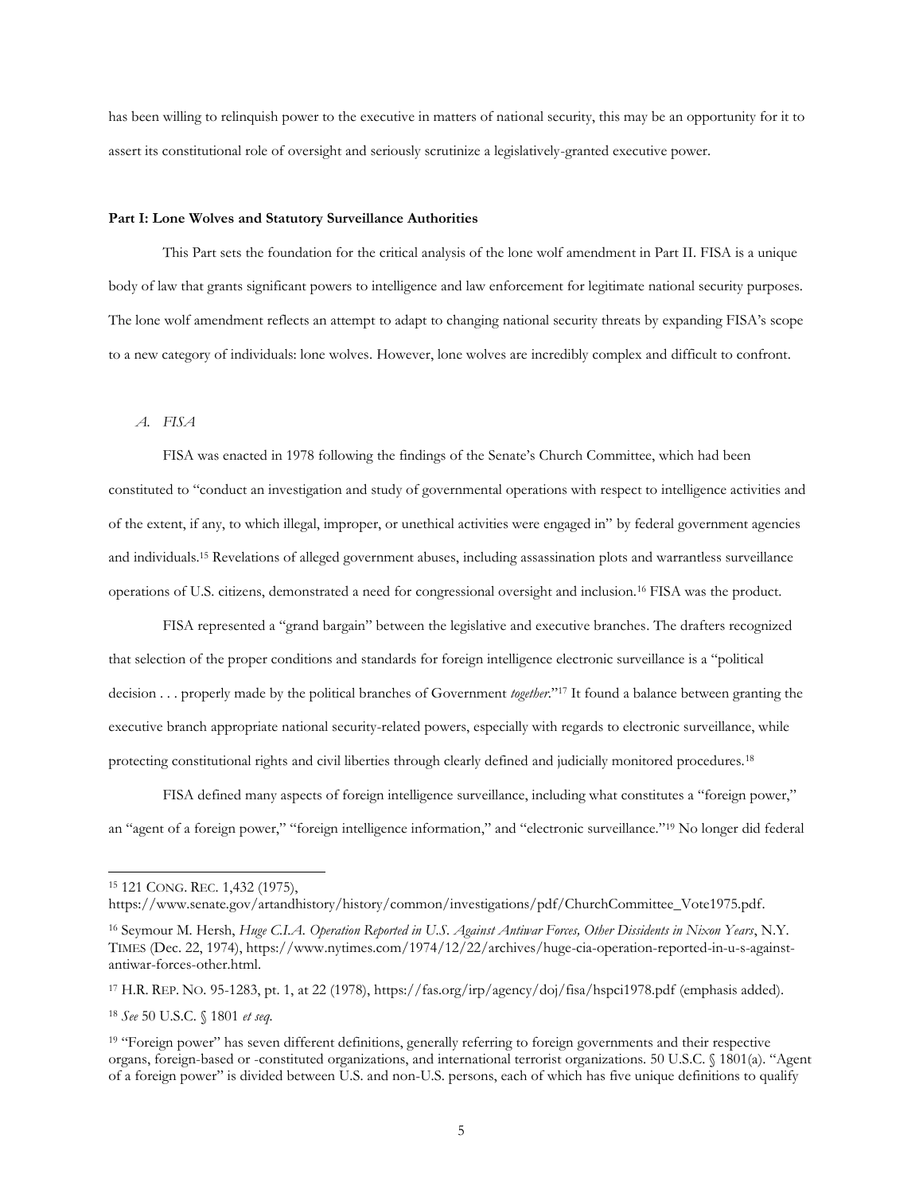has been willing to relinquish power to the executive in matters of national security, this may be an opportunity for it to assert its constitutional role of oversight and seriously scrutinize a legislatively-granted executive power.

**Part I: Lone Wolves and Statutory Surveillance Authorities**

This Part sets the foundation for the critical analysis of the lone wolf amendment in Part II. FISA is a unique body of law that grants significant powers to intelligence and law enforcement for legitimate national security purposes. The lone wolf amendment reflects an attempt to adapt to changing national security threats by expanding FISA's scope to a new category of individuals: lone wolves. However, lone wolves are incredibly complex and difficult to confront.

*A. FISA*

FISA was enacted in 1978 following the findings of the Senate's Church Committee, which had been constituted to "conduct an investigation and study of governmental operations with respect to intelligence activities and of the extent, if any, to which illegal, improper, or unethical activities were engaged in" by federal government agencies and individuals.[15] Revelations of alleged government abuses, including assassination plots and warrantless surveillance operations of U.S. citizens, demonstrated a need for congressional oversight and inclusion.[16] FISA was the product.

FISA represented a "grand bargain" between the legislative and executive branches. The drafters recognized that selection of the proper conditions and standards for foreign intelligence electronic surveillance is a "political decision . . . properly made by the political branches of Government *together*."[17] It found a balance between granting the executive branch appropriate national security-related powers, especially with regards to electronic surveillance, while protecting constitutional rights and civil liberties through clearly defined and judicially monitored procedures.[18]

FISA defined many aspects of foreign intelligence surveillance, including what constitutes a "foreign power," an "agent of a foreign power," "foreign intelligence information," and "electronic surveillance."[19] No longer did federal

---

[15] 121 CONG. REC. 1,432 (1975), https://www.senate.gov/artandhistory/history/common/investigations/pdf/ChurchCommittee_Vote1975.pdf.

[16] Seymour M. Hersh, *Huge C.I.A. Operation Reported in U.S. Against Antiwar Forces, Other Dissidents in Nixon Years*, N.Y. TIMES (Dec. 22, 1974), https://www.nytimes.com/1974/12/22/archives/huge-cia-operation-reported-in-u-s-against-antiwar-forces-other.html.

[17] H.R. REP. NO. 95-1283, pt. 1, at 22 (1978), https://fas.org/irp/agency/doj/fisa/hspci1978.pdf (emphasis added).

[18] *See* 50 U.S.C. § 1801 *et seq.*

[19] "Foreign power" has seven different definitions, generally referring to foreign governments and their respective organs, foreign-based or -constituted organizations, and international terrorist organizations. 50 U.S.C. § 1801(a). "Agent of a foreign power" is divided between U.S. and non-U.S. persons, each of which has five unique definitions to qualify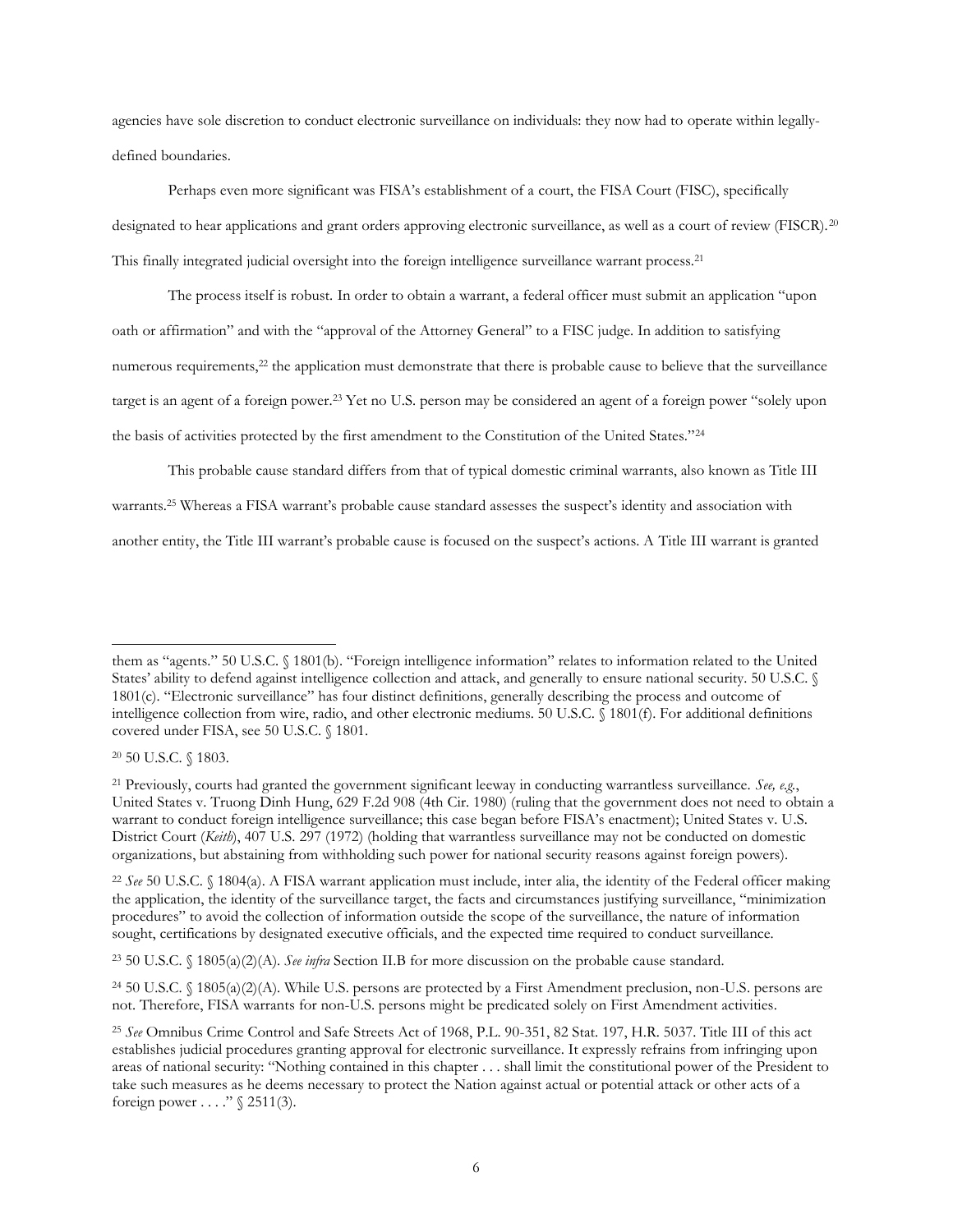agencies have sole discretion to conduct electronic surveillance on individuals: they now had to operate within legally-defined boundaries.

Perhaps even more significant was FISA's establishment of a court, the FISA Court (FISC), specifically designated to hear applications and grant orders approving electronic surveillance, as well as a court of review (FISCR).[20] This finally integrated judicial oversight into the foreign intelligence surveillance warrant process.[21]

The process itself is robust. In order to obtain a warrant, a federal officer must submit an application "upon oath or affirmation" and with the "approval of the Attorney General" to a FISC judge. In addition to satisfying numerous requirements,[22] the application must demonstrate that there is probable cause to believe that the surveillance target is an agent of a foreign power.[23] Yet no U.S. person may be considered an agent of a foreign power "solely upon the basis of activities protected by the first amendment to the Constitution of the United States."[24]

This probable cause standard differs from that of typical domestic criminal warrants, also known as Title III warrants.[25] Whereas a FISA warrant's probable cause standard assesses the suspect's identity and association with another entity, the Title III warrant's probable cause is focused on the suspect's actions. A Title III warrant is granted

---

them as "agents." 50 U.S.C. § 1801(b). "Foreign intelligence information" relates to information related to the United States' ability to defend against intelligence collection and attack, and generally to ensure national security. 50 U.S.C. § 1801(c). "Electronic surveillance" has four distinct definitions, generally describing the process and outcome of intelligence collection from wire, radio, and other electronic mediums. 50 U.S.C. § 1801(f). For additional definitions covered under FISA, see 50 U.S.C. § 1801.

[20] 50 U.S.C. § 1803.

[21] Previously, courts had granted the government significant leeway in conducting warrantless surveillance. *See, e.g.*, United States v. Truong Dinh Hung, 629 F.2d 908 (4th Cir. 1980) (ruling that the government does not need to obtain a warrant to conduct foreign intelligence surveillance; this case began before FISA's enactment); United States v. U.S. District Court (*Keith*), 407 U.S. 297 (1972) (holding that warrantless surveillance may not be conducted on domestic organizations, but abstaining from withholding such power for national security reasons against foreign powers).

[22] *See* 50 U.S.C. § 1804(a). A FISA warrant application must include, inter alia, the identity of the Federal officer making the application, the identity of the surveillance target, the facts and circumstances justifying surveillance, "minimization procedures" to avoid the collection of information outside the scope of the surveillance, the nature of information sought, certifications by designated executive officials, and the expected time required to conduct surveillance.

[23] 50 U.S.C. § 1805(a)(2)(A). *See infra* Section II.B for more discussion on the probable cause standard.

[24] 50 U.S.C. § 1805(a)(2)(A). While U.S. persons are protected by a First Amendment preclusion, non-U.S. persons are not. Therefore, FISA warrants for non-U.S. persons might be predicated solely on First Amendment activities.

[25] *See* Omnibus Crime Control and Safe Streets Act of 1968, P.L. 90-351, 82 Stat. 197, H.R. 5037. Title III of this act establishes judicial procedures granting approval for electronic surveillance. It expressly refrains from infringing upon areas of national security: "Nothing contained in this chapter . . . shall limit the constitutional power of the President to take such measures as he deems necessary to protect the Nation against actual or potential attack or other acts of a foreign power . . . ." § 2511(3).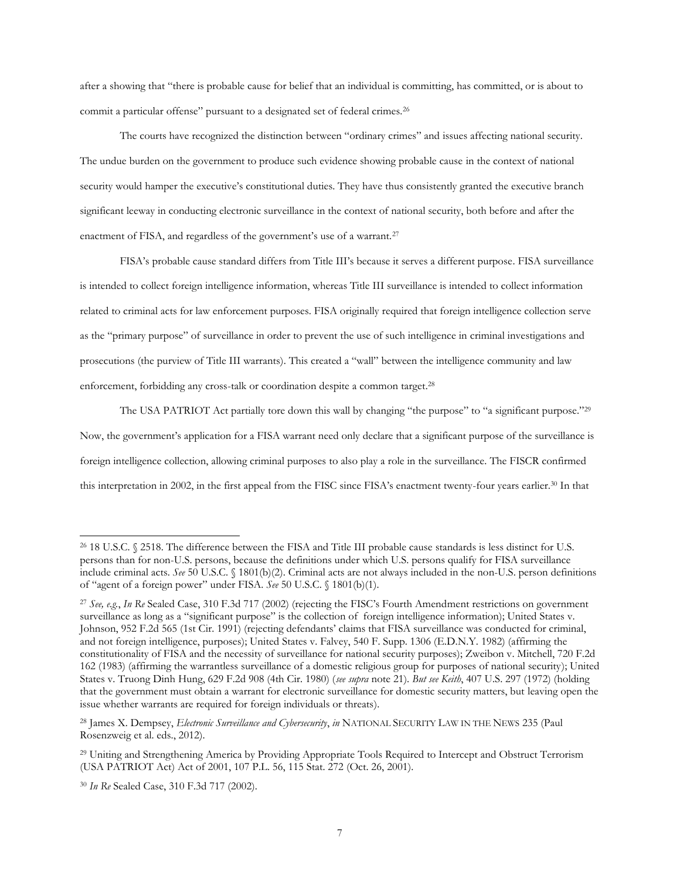after a showing that "there is probable cause for belief that an individual is committing, has committed, or is about to commit a particular offense" pursuant to a designated set of federal crimes.[26]

The courts have recognized the distinction between "ordinary crimes" and issues affecting national security. The undue burden on the government to produce such evidence showing probable cause in the context of national security would hamper the executive's constitutional duties. They have thus consistently granted the executive branch significant leeway in conducting electronic surveillance in the context of national security, both before and after the enactment of FISA, and regardless of the government's use of a warrant.[27]

FISA's probable cause standard differs from Title III's because it serves a different purpose. FISA surveillance is intended to collect foreign intelligence information, whereas Title III surveillance is intended to collect information related to criminal acts for law enforcement purposes. FISA originally required that foreign intelligence collection serve as the "primary purpose" of surveillance in order to prevent the use of such intelligence in criminal investigations and prosecutions (the purview of Title III warrants). This created a "wall" between the intelligence community and law enforcement, forbidding any cross-talk or coordination despite a common target.[28]

The USA PATRIOT Act partially tore down this wall by changing "the purpose" to "a significant purpose."[29] Now, the government's application for a FISA warrant need only declare that a significant purpose of the surveillance is foreign intelligence collection, allowing criminal purposes to also play a role in the surveillance. The FISCR confirmed this interpretation in 2002, in the first appeal from the FISC since FISA's enactment twenty-four years earlier.[30] In that

---

[26] 18 U.S.C. § 2518. The difference between the FISA and Title III probable cause standards is less distinct for U.S. persons than for non-U.S. persons, because the definitions under which U.S. persons qualify for FISA surveillance include criminal acts. *See* 50 U.S.C. § 1801(b)(2). Criminal acts are not always included in the non-U.S. person definitions of "agent of a foreign power" under FISA. *See* 50 U.S.C. § 1801(b)(1).

[27] *See, e.g.*, *In Re* Sealed Case, 310 F.3d 717 (2002) (rejecting the FISC's Fourth Amendment restrictions on government surveillance as long as a "significant purpose" is the collection of foreign intelligence information); United States v. Johnson, 952 F.2d 565 (1st Cir. 1991) (rejecting defendants' claims that FISA surveillance was conducted for criminal, and not foreign intelligence, purposes); United States v. Falvey, 540 F. Supp. 1306 (E.D.N.Y. 1982) (affirming the constitutionality of FISA and the necessity of surveillance for national security purposes); Zweibon v. Mitchell, 720 F.2d 162 (1983) (affirming the warrantless surveillance of a domestic religious group for purposes of national security); United States v. Truong Dinh Hung, 629 F.2d 908 (4th Cir. 1980) (*see supra* note 21). *But see Keith*, 407 U.S. 297 (1972) (holding that the government must obtain a warrant for electronic surveillance for domestic security matters, but leaving open the issue whether warrants are required for foreign individuals or threats).

[28] James X. Dempsey, *Electronic Surveillance and Cybersecurity*, *in* NATIONAL SECURITY LAW IN THE NEWS 235 (Paul Rosenzweig et al. eds., 2012).

[29] Uniting and Strengthening America by Providing Appropriate Tools Required to Intercept and Obstruct Terrorism (USA PATRIOT Act) Act of 2001, 107 P.L. 56, 115 Stat. 272 (Oct. 26, 2001).

[30] *In Re* Sealed Case, 310 F.3d 717 (2002).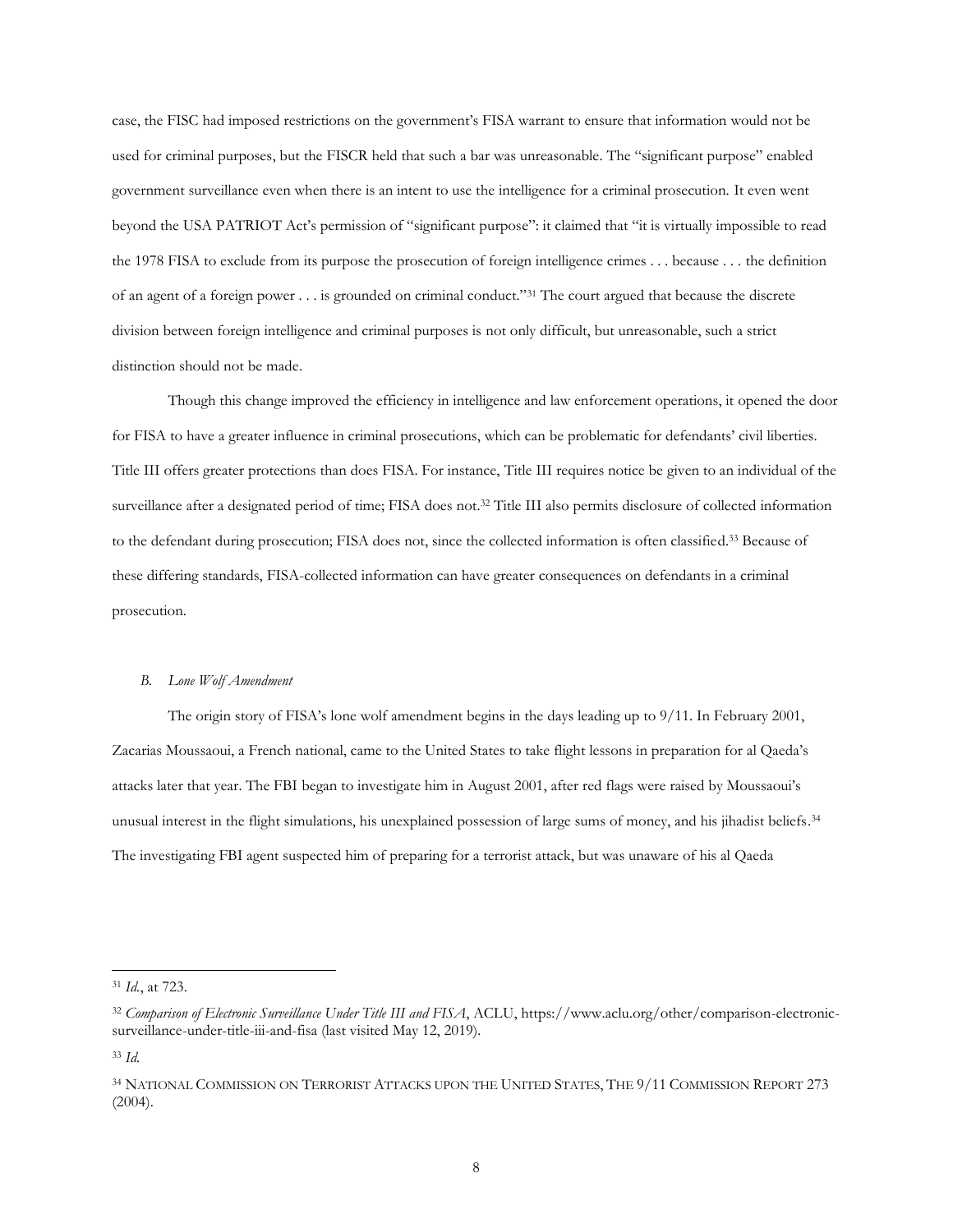case, the FISC had imposed restrictions on the government's FISA warrant to ensure that information would not be used for criminal purposes, but the FISCR held that such a bar was unreasonable. The "significant purpose" enabled government surveillance even when there is an intent to use the intelligence for a criminal prosecution. It even went beyond the USA PATRIOT Act's permission of "significant purpose": it claimed that "it is virtually impossible to read the 1978 FISA to exclude from its purpose the prosecution of foreign intelligence crimes . . . because . . . the definition of an agent of a foreign power . . . is grounded on criminal conduct."[31] The court argued that because the discrete division between foreign intelligence and criminal purposes is not only difficult, but unreasonable, such a strict distinction should not be made.

Though this change improved the efficiency in intelligence and law enforcement operations, it opened the door for FISA to have a greater influence in criminal prosecutions, which can be problematic for defendants' civil liberties. Title III offers greater protections than does FISA. For instance, Title III requires notice be given to an individual of the surveillance after a designated period of time; FISA does not.[32] Title III also permits disclosure of collected information to the defendant during prosecution; FISA does not, since the collected information is often classified.[33] Because of these differing standards, FISA-collected information can have greater consequences on defendants in a criminal prosecution.

### *B. Lone Wolf Amendment*

The origin story of FISA's lone wolf amendment begins in the days leading up to 9/11. In February 2001, Zacarias Moussaoui, a French national, came to the United States to take flight lessons in preparation for al Qaeda's attacks later that year. The FBI began to investigate him in August 2001, after red flags were raised by Moussaoui's unusual interest in the flight simulations, his unexplained possession of large sums of money, and his jihadist beliefs.[34] The investigating FBI agent suspected him of preparing for a terrorist attack, but was unaware of his al Qaeda

---

[31] *Id.*, at 723.

[32] *Comparison of Electronic Surveillance Under Title III and FISA*, ACLU, https://www.aclu.org/other/comparison-electronic-surveillance-under-title-iii-and-fisa (last visited May 12, 2019).

[33] *Id.*

[34] NATIONAL COMMISSION ON TERRORIST ATTACKS UPON THE UNITED STATES, THE 9/11 COMMISSION REPORT 273 (2004).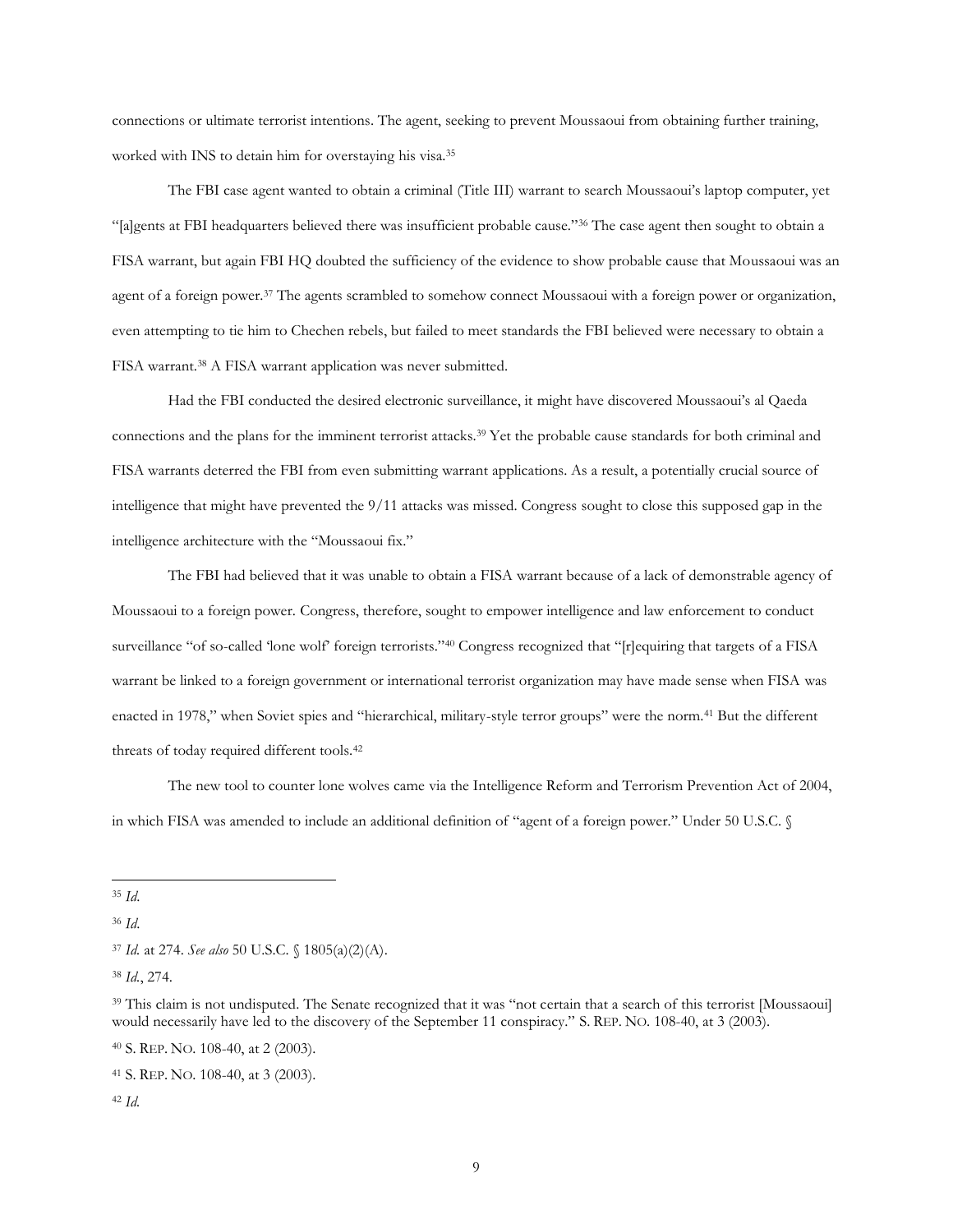connections or ultimate terrorist intentions. The agent, seeking to prevent Moussaoui from obtaining further training, worked with INS to detain him for overstaying his visa.[35]

The FBI case agent wanted to obtain a criminal (Title III) warrant to search Moussaoui's laptop computer, yet "[a]gents at FBI headquarters believed there was insufficient probable cause."[36] The case agent then sought to obtain a FISA warrant, but again FBI HQ doubted the sufficiency of the evidence to show probable cause that Moussaoui was an agent of a foreign power.[37] The agents scrambled to somehow connect Moussaoui with a foreign power or organization, even attempting to tie him to Chechen rebels, but failed to meet standards the FBI believed were necessary to obtain a FISA warrant.[38] A FISA warrant application was never submitted.

Had the FBI conducted the desired electronic surveillance, it might have discovered Moussaoui's al Qaeda connections and the plans for the imminent terrorist attacks.[39] Yet the probable cause standards for both criminal and FISA warrants deterred the FBI from even submitting warrant applications. As a result, a potentially crucial source of intelligence that might have prevented the 9/11 attacks was missed. Congress sought to close this supposed gap in the intelligence architecture with the "Moussaoui fix."

The FBI had believed that it was unable to obtain a FISA warrant because of a lack of demonstrable agency of Moussaoui to a foreign power. Congress, therefore, sought to empower intelligence and law enforcement to conduct surveillance "of so-called 'lone wolf' foreign terrorists."[40] Congress recognized that "[r]equiring that targets of a FISA warrant be linked to a foreign government or international terrorist organization may have made sense when FISA was enacted in 1978," when Soviet spies and "hierarchical, military-style terror groups" were the norm.[41] But the different threats of today required different tools.[42]

The new tool to counter lone wolves came via the Intelligence Reform and Terrorism Prevention Act of 2004, in which FISA was amended to include an additional definition of "agent of a foreign power." Under 50 U.S.C. §

---

[35] *Id.*

[36] *Id.*

[37] *Id.* at 274. *See also* 50 U.S.C. § 1805(a)(2)(A).

[38] *Id.*, 274.

[39] This claim is not undisputed. The Senate recognized that it was "not certain that a search of this terrorist [Moussaoui] would necessarily have led to the discovery of the September 11 conspiracy." S. REP. NO. 108-40, at 3 (2003).

[40] S. REP. NO. 108-40, at 2 (2003).

[41] S. REP. NO. 108-40, at 3 (2003).

[42] *Id.*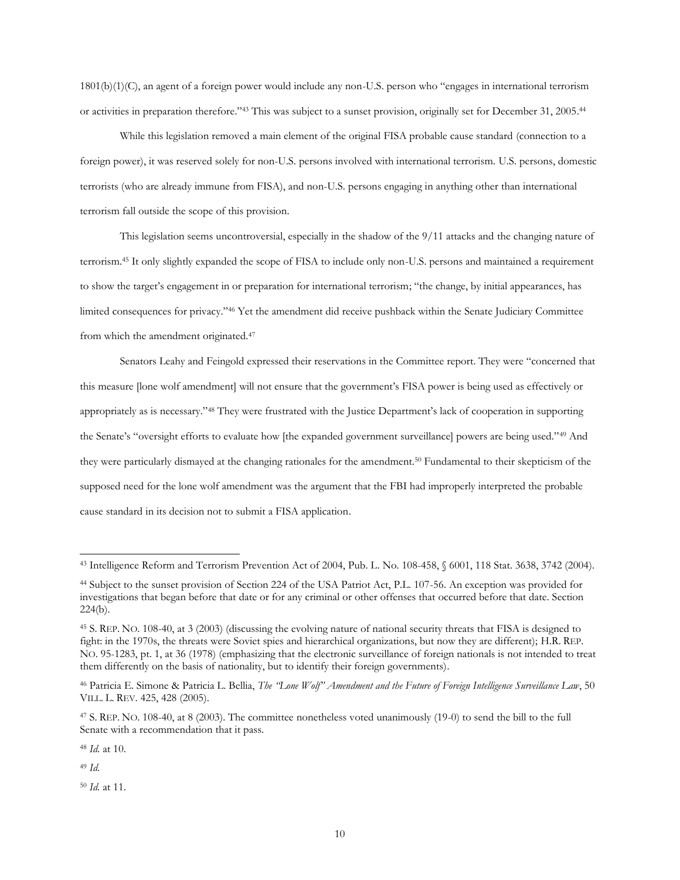1801(b)(1)(C), an agent of a foreign power would include any non-U.S. person who "engages in international terrorism or activities in preparation therefore."[43] This was subject to a sunset provision, originally set for December 31, 2005.[44]

While this legislation removed a main element of the original FISA probable cause standard (connection to a foreign power), it was reserved solely for non-U.S. persons involved with international terrorism. U.S. persons, domestic terrorists (who are already immune from FISA), and non-U.S. persons engaging in anything other than international terrorism fall outside the scope of this provision.

This legislation seems uncontroversial, especially in the shadow of the 9/11 attacks and the changing nature of terrorism.[45] It only slightly expanded the scope of FISA to include only non-U.S. persons and maintained a requirement to show the target's engagement in or preparation for international terrorism; "the change, by initial appearances, has limited consequences for privacy."[46] Yet the amendment did receive pushback within the Senate Judiciary Committee from which the amendment originated.[47]

Senators Leahy and Feingold expressed their reservations in the Committee report. They were "concerned that this measure [lone wolf amendment] will not ensure that the government's FISA power is being used as effectively or appropriately as is necessary."[48] They were frustrated with the Justice Department's lack of cooperation in supporting the Senate's "oversight efforts to evaluate how [the expanded government surveillance] powers are being used."[49] And they were particularly dismayed at the changing rationales for the amendment.[50] Fundamental to their skepticism of the supposed need for the lone wolf amendment was the argument that the FBI had improperly interpreted the probable cause standard in its decision not to submit a FISA application.

---

[43] Intelligence Reform and Terrorism Prevention Act of 2004, Pub. L. No. 108-458, § 6001, 118 Stat. 3638, 3742 (2004).

[44] Subject to the sunset provision of Section 224 of the USA Patriot Act, P.L. 107-56. An exception was provided for investigations that began before that date or for any criminal or other offenses that occurred before that date. Section 224(b).

[45] S. REP. NO. 108-40, at 3 (2003) (discussing the evolving nature of national security threats that FISA is designed to fight: in the 1970s, the threats were Soviet spies and hierarchical organizations, but now they are different); H.R. REP. NO. 95-1283, pt. 1, at 36 (1978) (emphasizing that the electronic surveillance of foreign nationals is not intended to treat them differently on the basis of nationality, but to identify their foreign governments).

[46] Patricia E. Simone & Patricia L. Bellia, *The "Lone Wolf" Amendment and the Future of Foreign Intelligence Surveillance Law*, 50 VILL. L. REV. 425, 428 (2005).

[47] S. REP. NO. 108-40, at 8 (2003). The committee nonetheless voted unanimously (19-0) to send the bill to the full Senate with a recommendation that it pass.

[48] *Id.* at 10.

[49] *Id.*

[50] *Id.* at 11.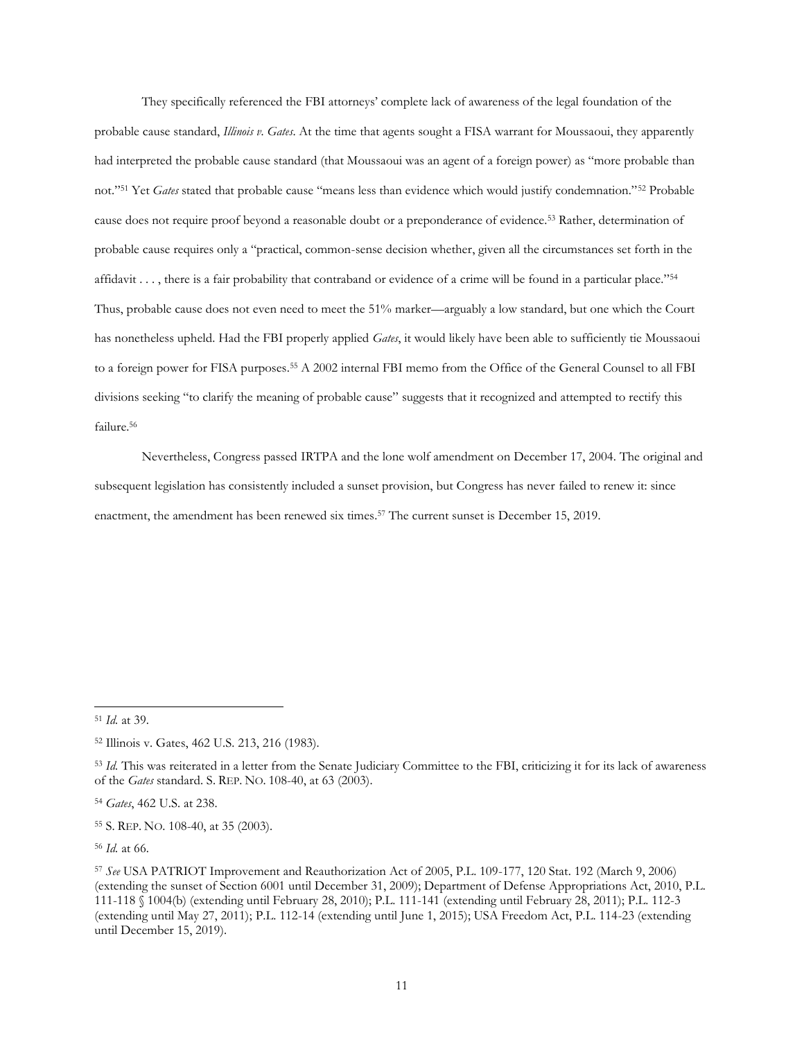They specifically referenced the FBI attorneys' complete lack of awareness of the legal foundation of the probable cause standard, *Illinois v. Gates*. At the time that agents sought a FISA warrant for Moussaoui, they apparently had interpreted the probable cause standard (that Moussaoui was an agent of a foreign power) as "more probable than not."[51] Yet *Gates* stated that probable cause "means less than evidence which would justify condemnation."[52] Probable cause does not require proof beyond a reasonable doubt or a preponderance of evidence.[53] Rather, determination of probable cause requires only a "practical, common-sense decision whether, given all the circumstances set forth in the affidavit . . . , there is a fair probability that contraband or evidence of a crime will be found in a particular place."[54] Thus, probable cause does not even need to meet the 51% marker—arguably a low standard, but one which the Court has nonetheless upheld. Had the FBI properly applied *Gates*, it would likely have been able to sufficiently tie Moussaoui to a foreign power for FISA purposes.[55] A 2002 internal FBI memo from the Office of the General Counsel to all FBI divisions seeking "to clarify the meaning of probable cause" suggests that it recognized and attempted to rectify this failure.[56]

Nevertheless, Congress passed IRTPA and the lone wolf amendment on December 17, 2004. The original and subsequent legislation has consistently included a sunset provision, but Congress has never failed to renew it: since enactment, the amendment has been renewed six times.[57] The current sunset is December 15, 2019.

---

[51] *Id.* at 39.

[52] Illinois v. Gates, 462 U.S. 213, 216 (1983).

[53] *Id.* This was reiterated in a letter from the Senate Judiciary Committee to the FBI, criticizing it for its lack of awareness of the *Gates* standard. S. REP. NO. 108-40, at 63 (2003).

[54] *Gates*, 462 U.S. at 238.

[55] S. REP. NO. 108-40, at 35 (2003).

[56] *Id.* at 66.

[57] *See* USA PATRIOT Improvement and Reauthorization Act of 2005, P.L. 109-177, 120 Stat. 192 (March 9, 2006) (extending the sunset of Section 6001 until December 31, 2009); Department of Defense Appropriations Act, 2010, P.L. 111-118 § 1004(b) (extending until February 28, 2010); P.L. 111-141 (extending until February 28, 2011); P.L. 112-3 (extending until May 27, 2011); P.L. 112-14 (extending until June 1, 2015); USA Freedom Act, P.L. 114-23 (extending until December 15, 2019).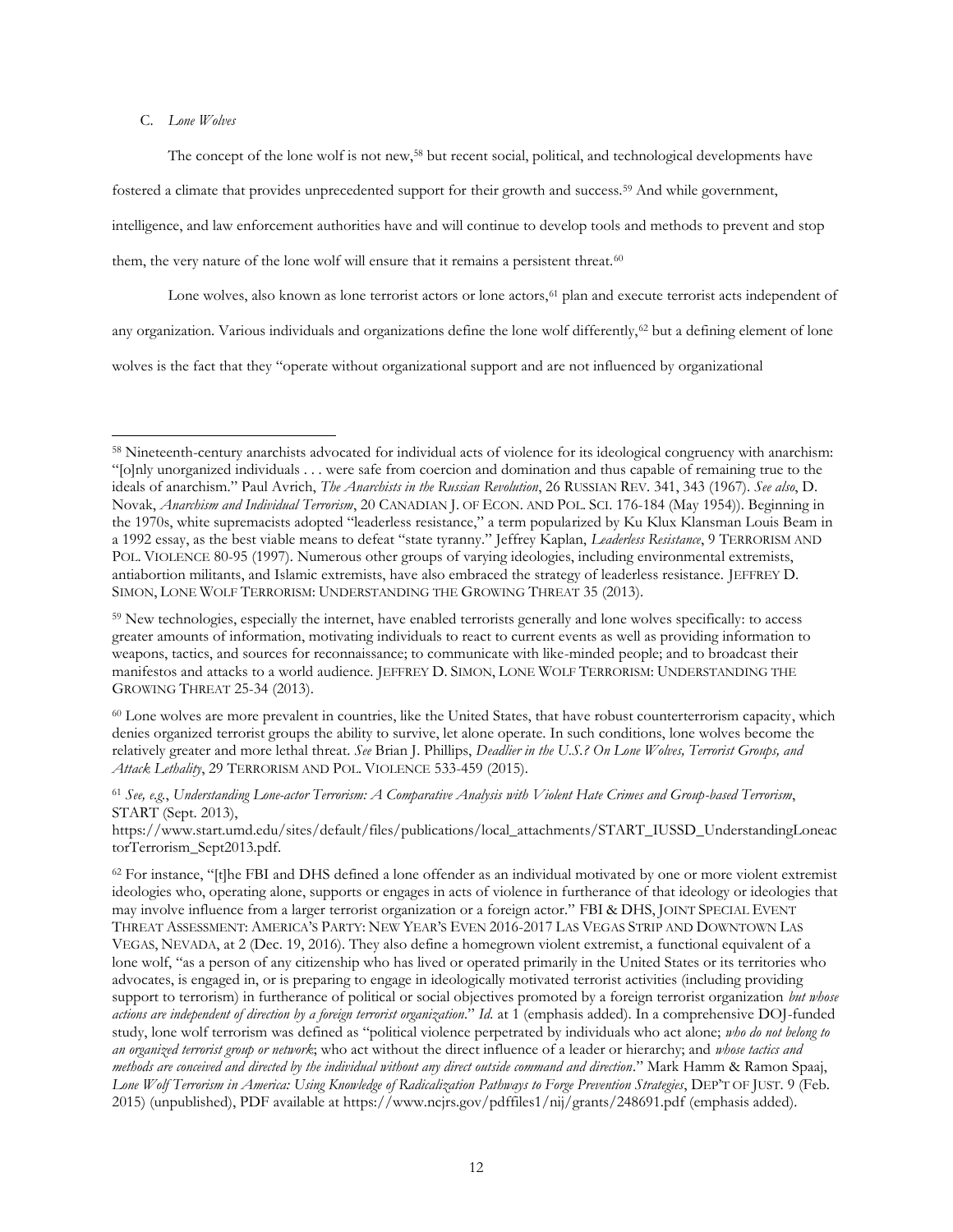C. *Lone Wolves*

The concept of the lone wolf is not new,[58] but recent social, political, and technological developments have fostered a climate that provides unprecedented support for their growth and success.[59] And while government, intelligence, and law enforcement authorities have and will continue to develop tools and methods to prevent and stop them, the very nature of the lone wolf will ensure that it remains a persistent threat.[60]

Lone wolves, also known as lone terrorist actors or lone actors,[61] plan and execute terrorist acts independent of any organization. Various individuals and organizations define the lone wolf differently,[62] but a defining element of lone wolves is the fact that they "operate without organizational support and are not influenced by organizational

---

[58] Nineteenth-century anarchists advocated for individual acts of violence for its ideological congruency with anarchism: "[o]nly unorganized individuals . . . were safe from coercion and domination and thus capable of remaining true to the ideals of anarchism." Paul Avrich, *The Anarchists in the Russian Revolution*, 26 RUSSIAN REV. 341, 343 (1967). *See also*, D. Novak, *Anarchism and Individual Terrorism*, 20 CANADIAN J. OF ECON. AND POL. SCI. 176-184 (May 1954)). Beginning in the 1970s, white supremacists adopted "leaderless resistance," a term popularized by Ku Klux Klansman Louis Beam in a 1992 essay, as the best viable means to defeat "state tyranny." Jeffrey Kaplan, *Leaderless Resistance*, 9 TERRORISM AND POL. VIOLENCE 80-95 (1997). Numerous other groups of varying ideologies, including environmental extremists, antiabortion militants, and Islamic extremists, have also embraced the strategy of leaderless resistance. JEFFREY D. SIMON, LONE WOLF TERRORISM: UNDERSTANDING THE GROWING THREAT 35 (2013).

[59] New technologies, especially the internet, have enabled terrorists generally and lone wolves specifically: to access greater amounts of information, motivating individuals to react to current events as well as providing information to weapons, tactics, and sources for reconnaissance; to communicate with like-minded people; and to broadcast their manifestos and attacks to a world audience. JEFFREY D. SIMON, LONE WOLF TERRORISM: UNDERSTANDING THE GROWING THREAT 25-34 (2013).

[60] Lone wolves are more prevalent in countries, like the United States, that have robust counterterrorism capacity, which denies organized terrorist groups the ability to survive, let alone operate. In such conditions, lone wolves become the relatively greater and more lethal threat. *See* Brian J. Phillips, *Deadlier in the U.S.? On Lone Wolves, Terrorist Groups, and Attack Lethality*, 29 TERRORISM AND POL. VIOLENCE 533-459 (2015).

[61] *See, e.g.*, *Understanding Lone-actor Terrorism: A Comparative Analysis with Violent Hate Crimes and Group-based Terrorism*, START (Sept. 2013), https://www.start.umd.edu/sites/default/files/publications/local_attachments/START_IUSSD_UnderstandingLoneactorTerrorism_Sept2013.pdf.

[62] For instance, "[t]he FBI and DHS defined a lone offender as an individual motivated by one or more violent extremist ideologies who, operating alone, supports or engages in acts of violence in furtherance of that ideology or ideologies that may involve influence from a larger terrorist organization or a foreign actor." FBI & DHS, JOINT SPECIAL EVENT THREAT ASSESSMENT: AMERICA'S PARTY: NEW YEAR'S EVEN 2016-2017 LAS VEGAS STRIP AND DOWNTOWN LAS VEGAS, NEVADA, at 2 (Dec. 19, 2016). They also define a homegrown violent extremist, a functional equivalent of a lone wolf, "as a person of any citizenship who has lived or operated primarily in the United States or its territories who advocates, is engaged in, or is preparing to engage in ideologically motivated terrorist activities (including providing support to terrorism) in furtherance of political or social objectives promoted by a foreign terrorist organization *but whose actions are independent of direction by a foreign terrorist organization*." *Id.* at 1 (emphasis added). In a comprehensive DOJ-funded study, lone wolf terrorism was defined as "political violence perpetrated by individuals who act alone; *who do not belong to an organized terrorist group or network*; who act without the direct influence of a leader or hierarchy; and *whose tactics and methods are conceived and directed by the individual without any direct outside command and direction*." Mark Hamm & Ramon Spaaj, *Lone Wolf Terrorism in America: Using Knowledge of Radicalization Pathways to Forge Prevention Strategies*, DEP'T OF JUST. 9 (Feb. 2015) (unpublished), PDF available at https://www.ncjrs.gov/pdffiles1/nij/grants/248691.pdf (emphasis added).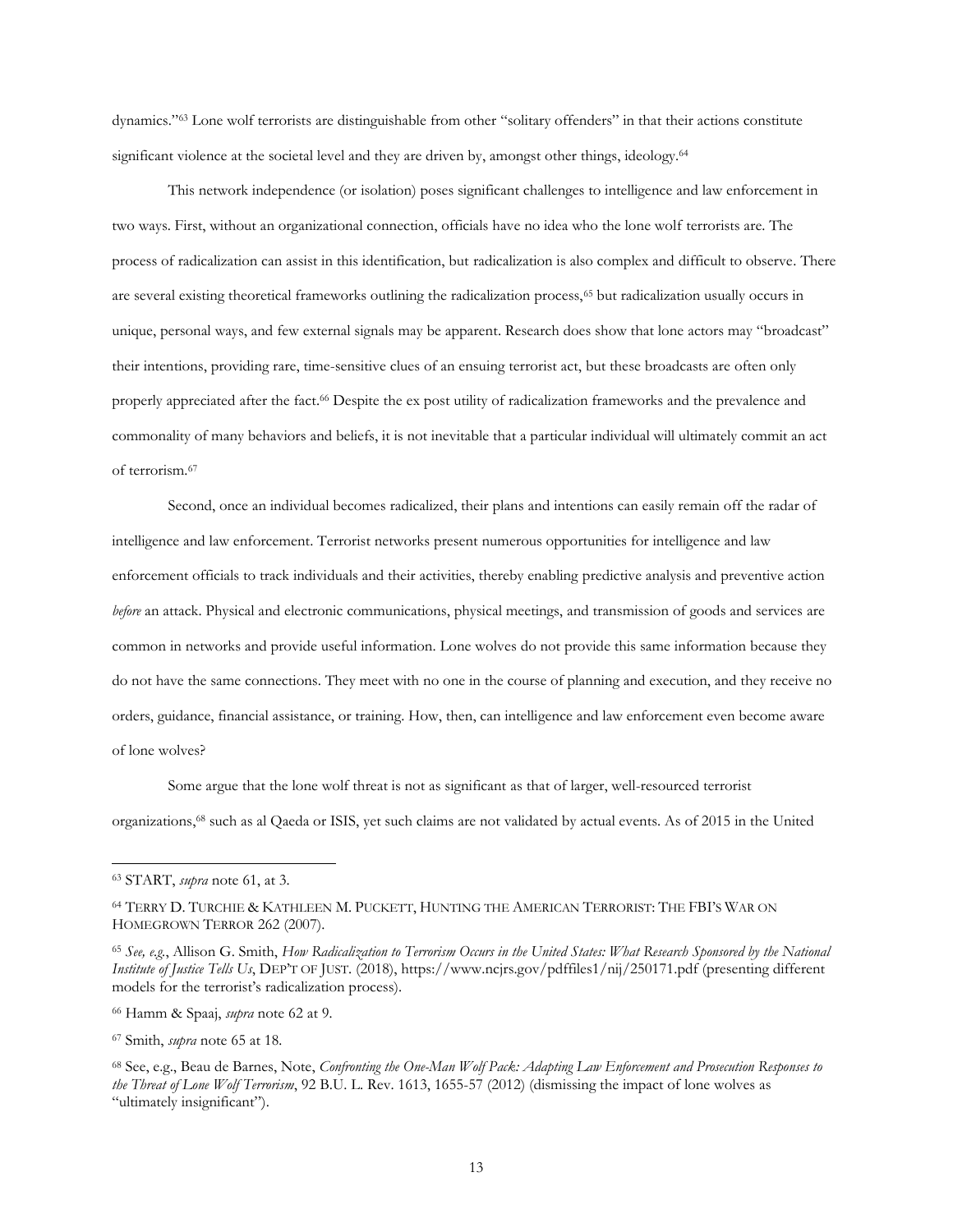dynamics."[63] Lone wolf terrorists are distinguishable from other "solitary offenders" in that their actions constitute significant violence at the societal level and they are driven by, amongst other things, ideology.[64]

This network independence (or isolation) poses significant challenges to intelligence and law enforcement in two ways. First, without an organizational connection, officials have no idea who the lone wolf terrorists are. The process of radicalization can assist in this identification, but radicalization is also complex and difficult to observe. There are several existing theoretical frameworks outlining the radicalization process,[65] but radicalization usually occurs in unique, personal ways, and few external signals may be apparent. Research does show that lone actors may "broadcast" their intentions, providing rare, time-sensitive clues of an ensuing terrorist act, but these broadcasts are often only properly appreciated after the fact.[66] Despite the ex post utility of radicalization frameworks and the prevalence and commonality of many behaviors and beliefs, it is not inevitable that a particular individual will ultimately commit an act of terrorism.[67]

Second, once an individual becomes radicalized, their plans and intentions can easily remain off the radar of intelligence and law enforcement. Terrorist networks present numerous opportunities for intelligence and law enforcement officials to track individuals and their activities, thereby enabling predictive analysis and preventive action *before* an attack. Physical and electronic communications, physical meetings, and transmission of goods and services are common in networks and provide useful information. Lone wolves do not provide this same information because they do not have the same connections. They meet with no one in the course of planning and execution, and they receive no orders, guidance, financial assistance, or training. How, then, can intelligence and law enforcement even become aware of lone wolves?

Some argue that the lone wolf threat is not as significant as that of larger, well-resourced terrorist organizations,[68] such as al Qaeda or ISIS, yet such claims are not validated by actual events. As of 2015 in the United

---

[63] START, *supra* note 61, at 3.

[64] TERRY D. TURCHIE & KATHLEEN M. PUCKETT, HUNTING THE AMERICAN TERRORIST: THE FBI'S WAR ON HOMEGROWN TERROR 262 (2007).

[65] *See, e.g.*, Allison G. Smith, *How Radicalization to Terrorism Occurs in the United States: What Research Sponsored by the National Institute of Justice Tells Us*, DEP'T OF JUST. (2018), https://www.ncjrs.gov/pdffiles1/nij/250171.pdf (presenting different models for the terrorist's radicalization process).

[66] Hamm & Spaaj, *supra* note 62 at 9.

[67] Smith, *supra* note 65 at 18.

[68] See, e.g., Beau de Barnes, Note, *Confronting the One-Man Wolf Pack: Adapting Law Enforcement and Prosecution Responses to the Threat of Lone Wolf Terrorism*, 92 B.U. L. Rev. 1613, 1655-57 (2012) (dismissing the impact of lone wolves as "ultimately insignificant").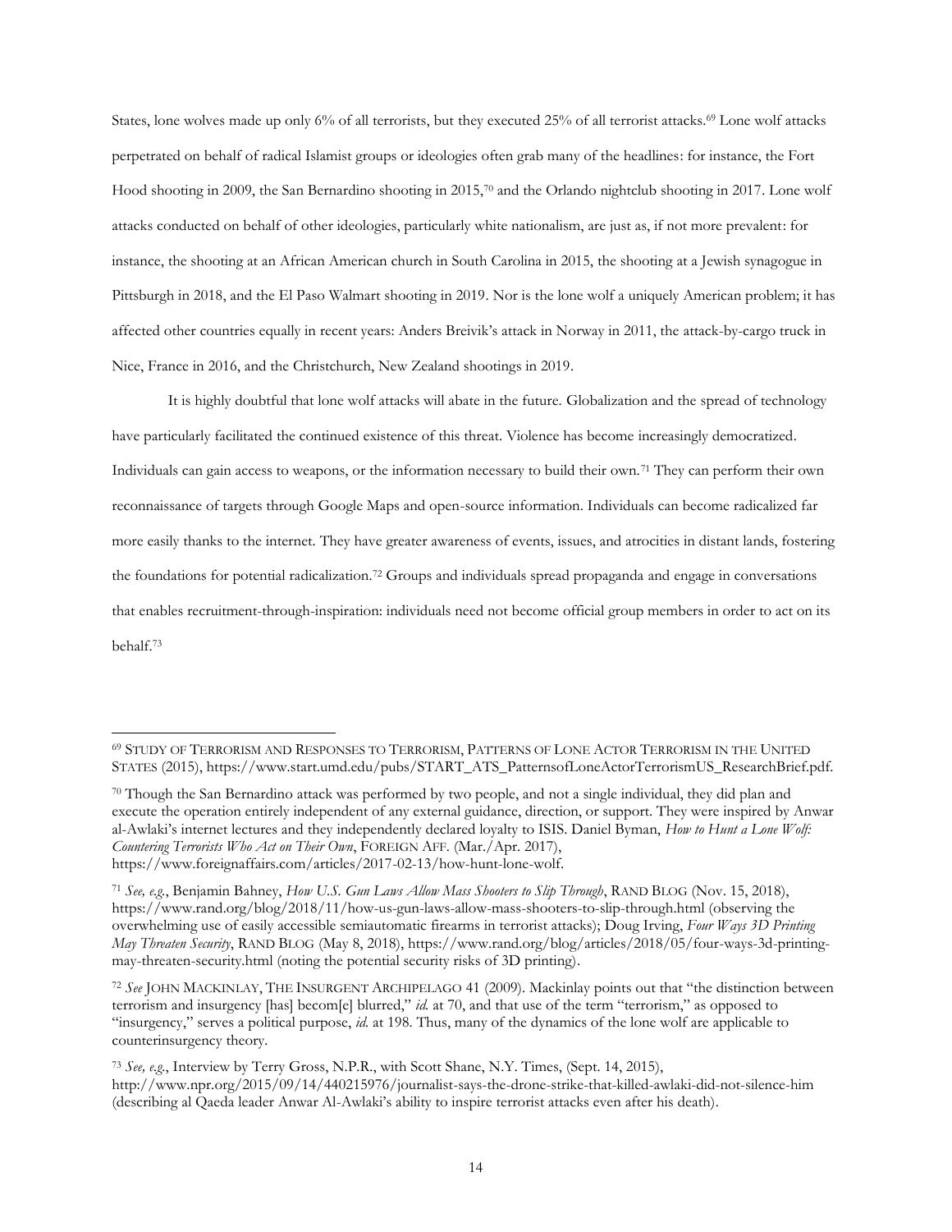States, lone wolves made up only 6% of all terrorists, but they executed 25% of all terrorist attacks.[69] Lone wolf attacks perpetrated on behalf of radical Islamist groups or ideologies often grab many of the headlines: for instance, the Fort Hood shooting in 2009, the San Bernardino shooting in 2015,[70] and the Orlando nightclub shooting in 2017. Lone wolf attacks conducted on behalf of other ideologies, particularly white nationalism, are just as, if not more prevalent: for instance, the shooting at an African American church in South Carolina in 2015, the shooting at a Jewish synagogue in Pittsburgh in 2018, and the El Paso Walmart shooting in 2019. Nor is the lone wolf a uniquely American problem; it has affected other countries equally in recent years: Anders Breivik's attack in Norway in 2011, the attack-by-cargo truck in Nice, France in 2016, and the Christchurch, New Zealand shootings in 2019.

It is highly doubtful that lone wolf attacks will abate in the future. Globalization and the spread of technology have particularly facilitated the continued existence of this threat. Violence has become increasingly democratized. Individuals can gain access to weapons, or the information necessary to build their own.[71] They can perform their own reconnaissance of targets through Google Maps and open-source information. Individuals can become radicalized far more easily thanks to the internet. They have greater awareness of events, issues, and atrocities in distant lands, fostering the foundations for potential radicalization.[72] Groups and individuals spread propaganda and engage in conversations that enables recruitment-through-inspiration: individuals need not become official group members in order to act on its behalf.[73]

---

[69] STUDY OF TERRORISM AND RESPONSES TO TERRORISM, PATTERNS OF LONE ACTOR TERRORISM IN THE UNITED STATES (2015), https://www.start.umd.edu/pubs/START_ATS_PatternsofLoneActorTerrorismUS_ResearchBrief.pdf.

[70] Though the San Bernardino attack was performed by two people, and not a single individual, they did plan and execute the operation entirely independent of any external guidance, direction, or support. They were inspired by Anwar al-Awlaki's internet lectures and they independently declared loyalty to ISIS. Daniel Byman, *How to Hunt a Lone Wolf: Countering Terrorists Who Act on Their Own*, FOREIGN AFF. (Mar./Apr. 2017), https://www.foreignaffairs.com/articles/2017-02-13/how-hunt-lone-wolf.

[71] *See, e.g.*, Benjamin Bahney, *How U.S. Gun Laws Allow Mass Shooters to Slip Through*, RAND BLOG (Nov. 15, 2018), https://www.rand.org/blog/2018/11/how-us-gun-laws-allow-mass-shooters-to-slip-through.html (observing the overwhelming use of easily accessible semiautomatic firearms in terrorist attacks); Doug Irving, *Four Ways 3D Printing May Threaten Security*, RAND BLOG (May 8, 2018), https://www.rand.org/blog/articles/2018/05/four-ways-3d-printing-may-threaten-security.html (noting the potential security risks of 3D printing).

[72] *See* JOHN MACKINLAY, THE INSURGENT ARCHIPELAGO 41 (2009). Mackinlay points out that "the distinction between terrorism and insurgency [has] becom[e] blurred," *id.* at 70, and that use of the term "terrorism," as opposed to "insurgency," serves a political purpose, *id.* at 198. Thus, many of the dynamics of the lone wolf are applicable to counterinsurgency theory.

[73] *See, e.g.*, Interview by Terry Gross, N.P.R., with Scott Shane, N.Y. Times, (Sept. 14, 2015), http://www.npr.org/2015/09/14/440215976/journalist-says-the-drone-strike-that-killed-awlaki-did-not-silence-him (describing al Qaeda leader Anwar Al-Awlaki's ability to inspire terrorist attacks even after his death).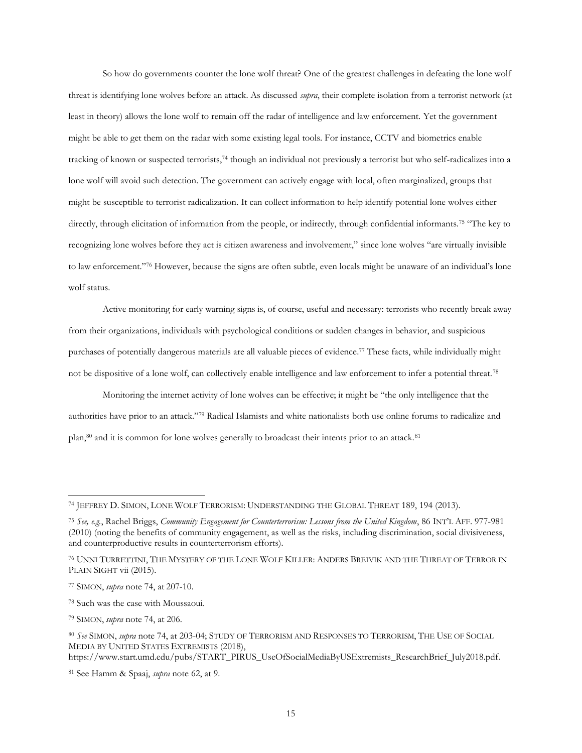So how do governments counter the lone wolf threat? One of the greatest challenges in defeating the lone wolf threat is identifying lone wolves before an attack. As discussed *supra*, their complete isolation from a terrorist network (at least in theory) allows the lone wolf to remain off the radar of intelligence and law enforcement. Yet the government might be able to get them on the radar with some existing legal tools. For instance, CCTV and biometrics enable tracking of known or suspected terrorists,[74] though an individual not previously a terrorist but who self-radicalizes into a lone wolf will avoid such detection. The government can actively engage with local, often marginalized, groups that might be susceptible to terrorist radicalization. It can collect information to help identify potential lone wolves either directly, through elicitation of information from the people, or indirectly, through confidential informants.[75] "The key to recognizing lone wolves before they act is citizen awareness and involvement," since lone wolves "are virtually invisible to law enforcement."[76] However, because the signs are often subtle, even locals might be unaware of an individual's lone wolf status.

Active monitoring for early warning signs is, of course, useful and necessary: terrorists who recently break away from their organizations, individuals with psychological conditions or sudden changes in behavior, and suspicious purchases of potentially dangerous materials are all valuable pieces of evidence.[77] These facts, while individually might not be dispositive of a lone wolf, can collectively enable intelligence and law enforcement to infer a potential threat.[78]

Monitoring the internet activity of lone wolves can be effective; it might be "the only intelligence that the authorities have prior to an attack."[79] Radical Islamists and white nationalists both use online forums to radicalize and plan,[80] and it is common for lone wolves generally to broadcast their intents prior to an attack.[81]

---

[74] JEFFREY D. SIMON, LONE WOLF TERRORISM: UNDERSTANDING THE GLOBAL THREAT 189, 194 (2013).

[75] *See, e.g.*, Rachel Briggs, *Community Engagement for Counterterrorism: Lessons from the United Kingdom*, 86 INT'L AFF. 977-981 (2010) (noting the benefits of community engagement, as well as the risks, including discrimination, social divisiveness, and counterproductive results in counterterrorism efforts).

[76] UNNI TURRETTINI, THE MYSTERY OF THE LONE WOLF KILLER: ANDERS BREIVIK AND THE THREAT OF TERROR IN PLAIN SIGHT vii (2015).

[77] SIMON, *supra* note 74, at 207-10.

[78] Such was the case with Moussaoui.

[79] SIMON, *supra* note 74, at 206.

[80] *See* SIMON, *supra* note 74, at 203-04; STUDY OF TERRORISM AND RESPONSES TO TERRORISM, THE USE OF SOCIAL MEDIA BY UNITED STATES EXTREMISTS (2018), https://www.start.umd.edu/pubs/START_PIRUS_UseOfSocialMediaByUSExtremists_ResearchBrief_July2018.pdf.

[81] See Hamm & Spaaj, *supra* note 62, at 9.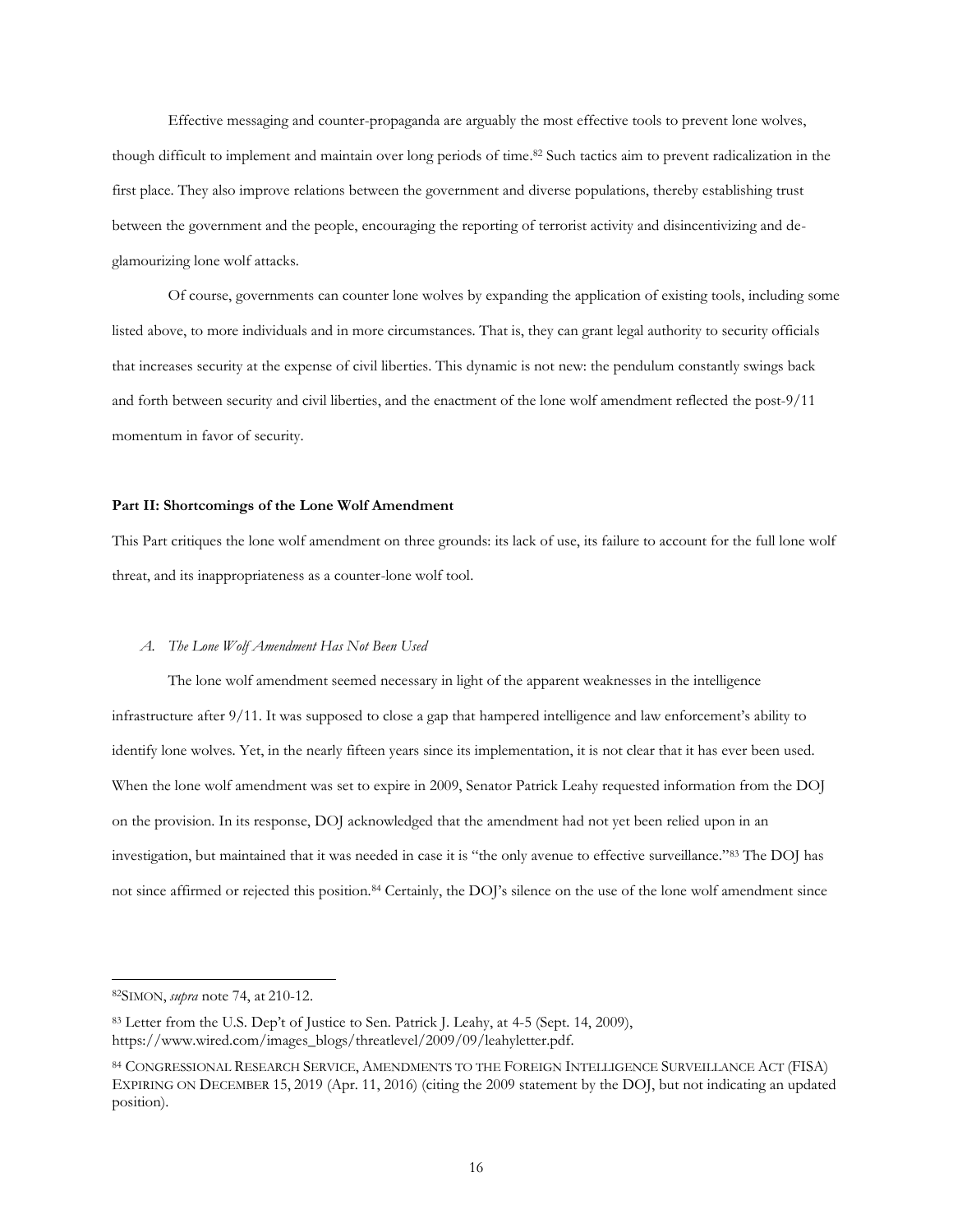Effective messaging and counter-propaganda are arguably the most effective tools to prevent lone wolves, though difficult to implement and maintain over long periods of time.[82] Such tactics aim to prevent radicalization in the first place. They also improve relations between the government and diverse populations, thereby establishing trust between the government and the people, encouraging the reporting of terrorist activity and disincentivizing and de-glamourizing lone wolf attacks.

Of course, governments can counter lone wolves by expanding the application of existing tools, including some listed above, to more individuals and in more circumstances. That is, they can grant legal authority to security officials that increases security at the expense of civil liberties. This dynamic is not new: the pendulum constantly swings back and forth between security and civil liberties, and the enactment of the lone wolf amendment reflected the post-9/11 momentum in favor of security.

**Part II: Shortcomings of the Lone Wolf Amendment**

This Part critiques the lone wolf amendment on three grounds: its lack of use, its failure to account for the full lone wolf threat, and its inappropriateness as a counter-lone wolf tool.

*A. The Lone Wolf Amendment Has Not Been Used*

The lone wolf amendment seemed necessary in light of the apparent weaknesses in the intelligence infrastructure after 9/11. It was supposed to close a gap that hampered intelligence and law enforcement's ability to identify lone wolves. Yet, in the nearly fifteen years since its implementation, it is not clear that it has ever been used. When the lone wolf amendment was set to expire in 2009, Senator Patrick Leahy requested information from the DOJ on the provision. In its response, DOJ acknowledged that the amendment had not yet been relied upon in an investigation, but maintained that it was needed in case it is "the only avenue to effective surveillance."[83] The DOJ has not since affirmed or rejected this position.[84] Certainly, the DOJ's silence on the use of the lone wolf amendment since

---

[82] SIMON, *supra* note 74, at 210-12.

[83] Letter from the U.S. Dep't of Justice to Sen. Patrick J. Leahy, at 4-5 (Sept. 14, 2009), https://www.wired.com/images_blogs/threatlevel/2009/09/leahyletter.pdf.

[84] CONGRESSIONAL RESEARCH SERVICE, AMENDMENTS TO THE FOREIGN INTELLIGENCE SURVEILLANCE ACT (FISA) EXPIRING ON DECEMBER 15, 2019 (Apr. 11, 2016) (citing the 2009 statement by the DOJ, but not indicating an updated position).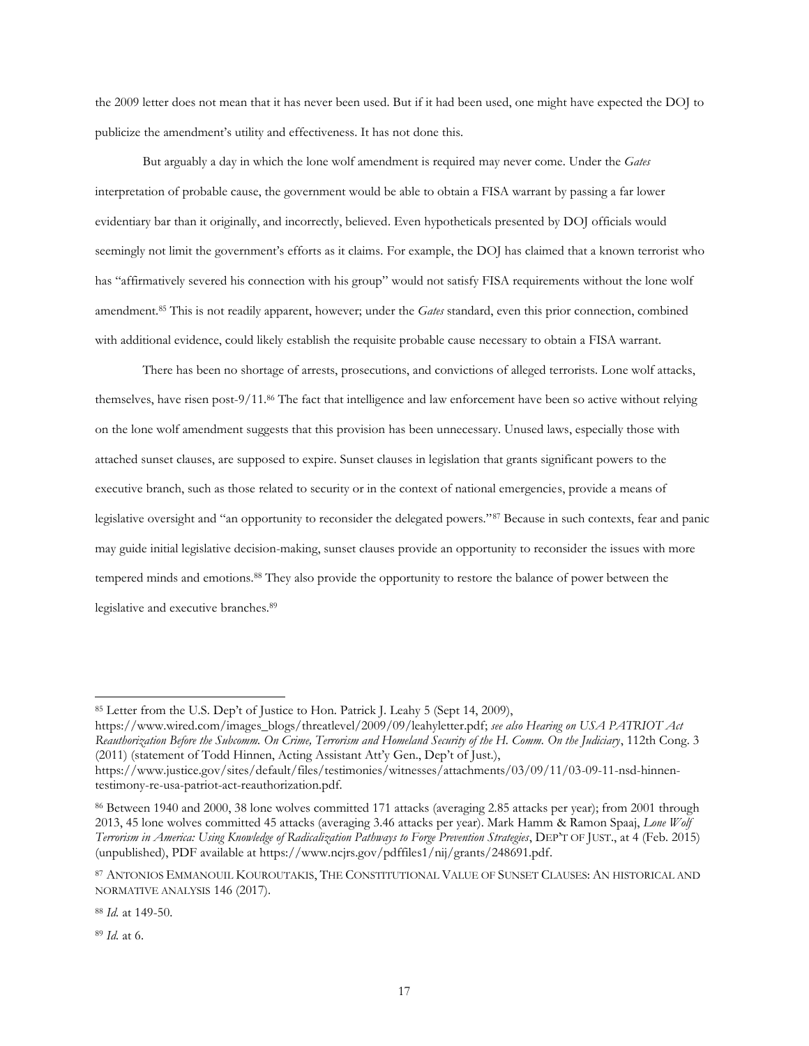the 2009 letter does not mean that it has never been used. But if it had been used, one might have expected the DOJ to publicize the amendment's utility and effectiveness. It has not done this.

But arguably a day in which the lone wolf amendment is required may never come. Under the *Gates* interpretation of probable cause, the government would be able to obtain a FISA warrant by passing a far lower evidentiary bar than it originally, and incorrectly, believed. Even hypotheticals presented by DOJ officials would seemingly not limit the government's efforts as it claims. For example, the DOJ has claimed that a known terrorist who has "affirmatively severed his connection with his group" would not satisfy FISA requirements without the lone wolf amendment.[85] This is not readily apparent, however; under the *Gates* standard, even this prior connection, combined with additional evidence, could likely establish the requisite probable cause necessary to obtain a FISA warrant.

There has been no shortage of arrests, prosecutions, and convictions of alleged terrorists. Lone wolf attacks, themselves, have risen post-9/11.[86] The fact that intelligence and law enforcement have been so active without relying on the lone wolf amendment suggests that this provision has been unnecessary. Unused laws, especially those with attached sunset clauses, are supposed to expire. Sunset clauses in legislation that grants significant powers to the executive branch, such as those related to security or in the context of national emergencies, provide a means of legislative oversight and "an opportunity to reconsider the delegated powers."[87] Because in such contexts, fear and panic may guide initial legislative decision-making, sunset clauses provide an opportunity to reconsider the issues with more tempered minds and emotions.[88] They also provide the opportunity to restore the balance of power between the legislative and executive branches.[89]

---

[85] Letter from the U.S. Dep't of Justice to Hon. Patrick J. Leahy 5 (Sept 14, 2009), https://www.wired.com/images_blogs/threatlevel/2009/09/leahyletter.pdf; *see also Hearing on USA PATRIOT Act Reauthorization Before the Subcomm. On Crime, Terrorism and Homeland Security of the H. Comm. On the Judiciary*, 112th Cong. 3 (2011) (statement of Todd Hinnen, Acting Assistant Att'y Gen., Dep't of Just.), https://www.justice.gov/sites/default/files/testimonies/witnesses/attachments/03/09/11/03-09-11-nsd-hinnen-testimony-re-usa-patriot-act-reauthorization.pdf.

[86] Between 1940 and 2000, 38 lone wolves committed 171 attacks (averaging 2.85 attacks per year); from 2001 through 2013, 45 lone wolves committed 45 attacks (averaging 3.46 attacks per year). Mark Hamm & Ramon Spaaj, *Lone Wolf Terrorism in America: Using Knowledge of Radicalization Pathways to Forge Prevention Strategies*, DEP'T OF JUST., at 4 (Feb. 2015) (unpublished), PDF available at https://www.ncjrs.gov/pdffiles1/nij/grants/248691.pdf.

[87] ANTONIOS EMMANOUIL KOUROUTAKIS, THE CONSTITUTIONAL VALUE OF SUNSET CLAUSES: AN HISTORICAL AND NORMATIVE ANALYSIS 146 (2017).

[88] *Id.* at 149-50.

[89] *Id.* at 6.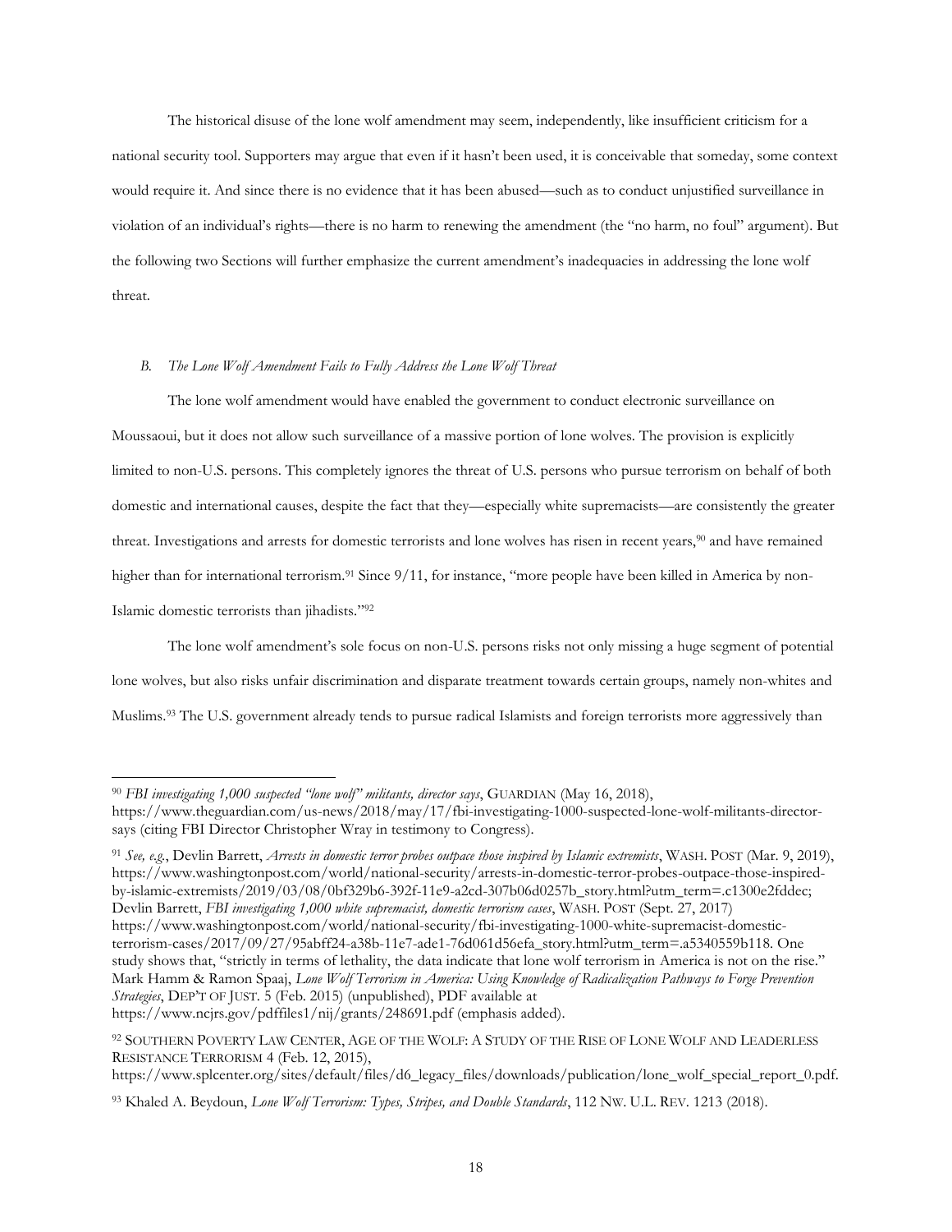The historical disuse of the lone wolf amendment may seem, independently, like insufficient criticism for a national security tool. Supporters may argue that even if it hasn't been used, it is conceivable that someday, some context would require it. And since there is no evidence that it has been abused—such as to conduct unjustified surveillance in violation of an individual's rights—there is no harm to renewing the amendment (the "no harm, no foul" argument). But the following two Sections will further emphasize the current amendment's inadequacies in addressing the lone wolf threat.

### *B. The Lone Wolf Amendment Fails to Fully Address the Lone Wolf Threat*

The lone wolf amendment would have enabled the government to conduct electronic surveillance on Moussaoui, but it does not allow such surveillance of a massive portion of lone wolves. The provision is explicitly limited to non-U.S. persons. This completely ignores the threat of U.S. persons who pursue terrorism on behalf of both domestic and international causes, despite the fact that they—especially white supremacists—are consistently the greater threat. Investigations and arrests for domestic terrorists and lone wolves has risen in recent years,[90] and have remained higher than for international terrorism.[91] Since 9/11, for instance, "more people have been killed in America by non-Islamic domestic terrorists than jihadists."[92]

The lone wolf amendment's sole focus on non-U.S. persons risks not only missing a huge segment of potential lone wolves, but also risks unfair discrimination and disparate treatment towards certain groups, namely non-whites and Muslims.[93] The U.S. government already tends to pursue radical Islamists and foreign terrorists more aggressively than

---

[90] *FBI investigating 1,000 suspected "lone wolf" militants, director says*, GUARDIAN (May 16, 2018), https://www.theguardian.com/us-news/2018/may/17/fbi-investigating-1000-suspected-lone-wolf-militants-director-says (citing FBI Director Christopher Wray in testimony to Congress).

[91] *See, e.g.*, Devlin Barrett, *Arrests in domestic terror probes outpace those inspired by Islamic extremists*, WASH. POST (Mar. 9, 2019), https://www.washingtonpost.com/world/national-security/arrests-in-domestic-terror-probes-outpace-those-inspired-by-islamic-extremists/2019/03/08/0bf329b6-392f-11e9-a2cd-307b06d0257b_story.html?utm_term=.c1300e2fddec; Devlin Barrett, *FBI investigating 1,000 white supremacist, domestic terrorism cases*, WASH. POST (Sept. 27, 2017) https://www.washingtonpost.com/world/national-security/fbi-investigating-1000-white-supremacist-domestic-terrorism-cases/2017/09/27/95abff24-a38b-11e7-ade1-76d061d56efa_story.html?utm_term=.a5340559b118. One study shows that, "strictly in terms of lethality, the data indicate that lone wolf terrorism in America is not on the rise." Mark Hamm & Ramon Spaaj, *Lone Wolf Terrorism in America: Using Knowledge of Radicalization Pathways to Forge Prevention Strategies*, DEP'T OF JUST. 5 (Feb. 2015) (unpublished), PDF available at https://www.ncjrs.gov/pdffiles1/nij/grants/248691.pdf (emphasis added).

[92] SOUTHERN POVERTY LAW CENTER, AGE OF THE WOLF: A STUDY OF THE RISE OF LONE WOLF AND LEADERLESS RESISTANCE TERRORISM 4 (Feb. 12, 2015), https://www.splcenter.org/sites/default/files/d6_legacy_files/downloads/publication/lone_wolf_special_report_0.pdf.

[93] Khaled A. Beydoun, *Lone Wolf Terrorism: Types, Stripes, and Double Standards*, 112 NW. U.L. REV. 1213 (2018).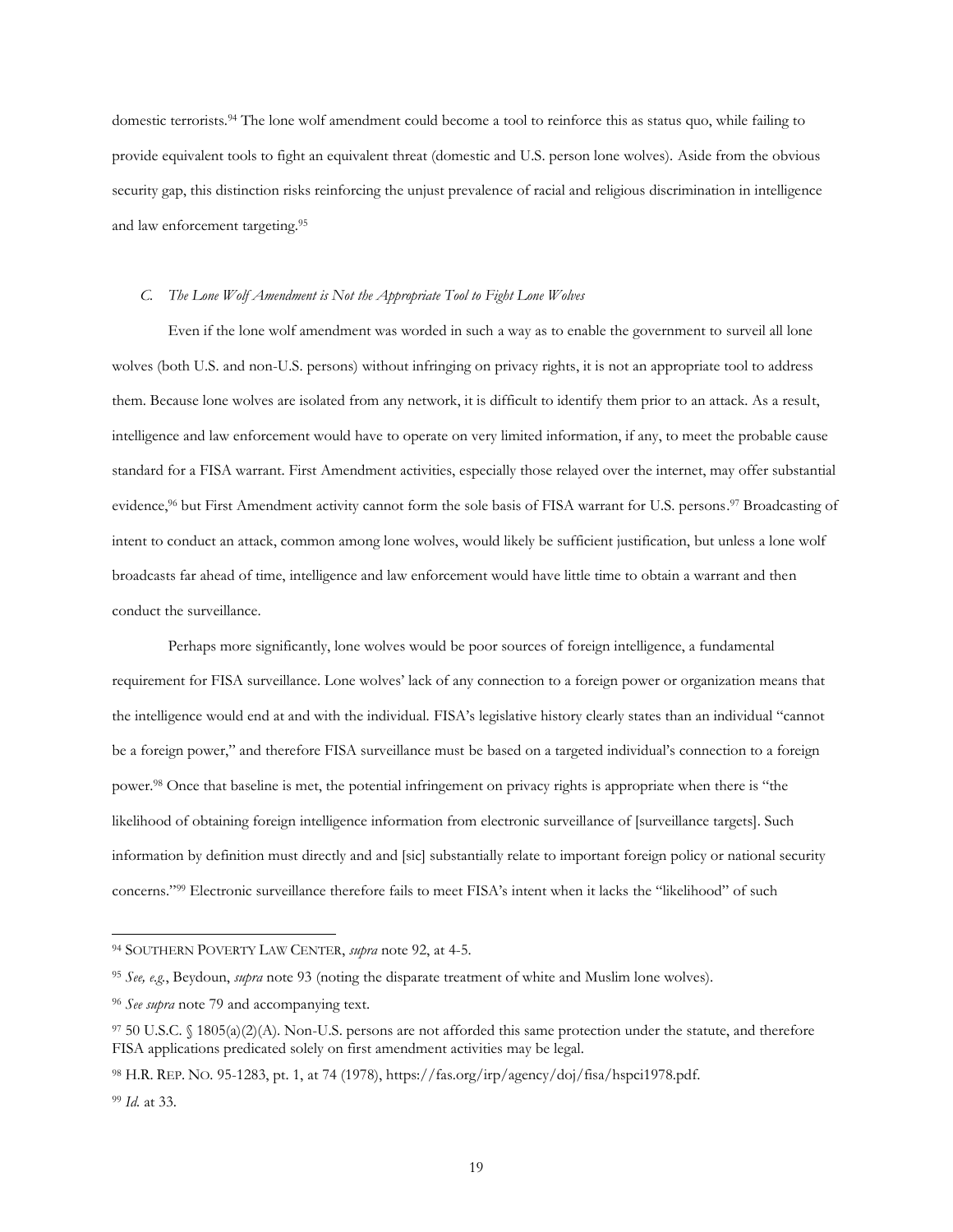domestic terrorists.[94] The lone wolf amendment could become a tool to reinforce this as status quo, while failing to provide equivalent tools to fight an equivalent threat (domestic and U.S. person lone wolves). Aside from the obvious security gap, this distinction risks reinforcing the unjust prevalence of racial and religious discrimination in intelligence and law enforcement targeting.[95]

### *C. The Lone Wolf Amendment is Not the Appropriate Tool to Fight Lone Wolves*

Even if the lone wolf amendment was worded in such a way as to enable the government to surveil all lone wolves (both U.S. and non-U.S. persons) without infringing on privacy rights, it is not an appropriate tool to address them. Because lone wolves are isolated from any network, it is difficult to identify them prior to an attack. As a result, intelligence and law enforcement would have to operate on very limited information, if any, to meet the probable cause standard for a FISA warrant. First Amendment activities, especially those relayed over the internet, may offer substantial evidence,[96] but First Amendment activity cannot form the sole basis of FISA warrant for U.S. persons.[97] Broadcasting of intent to conduct an attack, common among lone wolves, would likely be sufficient justification, but unless a lone wolf broadcasts far ahead of time, intelligence and law enforcement would have little time to obtain a warrant and then conduct the surveillance.

Perhaps more significantly, lone wolves would be poor sources of foreign intelligence, a fundamental requirement for FISA surveillance. Lone wolves' lack of any connection to a foreign power or organization means that the intelligence would end at and with the individual. FISA's legislative history clearly states than an individual "cannot be a foreign power," and therefore FISA surveillance must be based on a targeted individual's connection to a foreign power.[98] Once that baseline is met, the potential infringement on privacy rights is appropriate when there is "the likelihood of obtaining foreign intelligence information from electronic surveillance of [surveillance targets]. Such information by definition must directly and and [sic] substantially relate to important foreign policy or national security concerns."[99] Electronic surveillance therefore fails to meet FISA's intent when it lacks the "likelihood" of such

---

[94] SOUTHERN POVERTY LAW CENTER, *supra* note 92, at 4-5.

[95] *See, e.g.*, Beydoun, *supra* note 93 (noting the disparate treatment of white and Muslim lone wolves).

[96] *See supra* note 79 and accompanying text.

[97] 50 U.S.C. § 1805(a)(2)(A). Non-U.S. persons are not afforded this same protection under the statute, and therefore FISA applications predicated solely on first amendment activities may be legal.

[98] H.R. REP. NO. 95-1283, pt. 1, at 74 (1978), https://fas.org/irp/agency/doj/fisa/hspci1978.pdf.

[99] *Id.* at 33.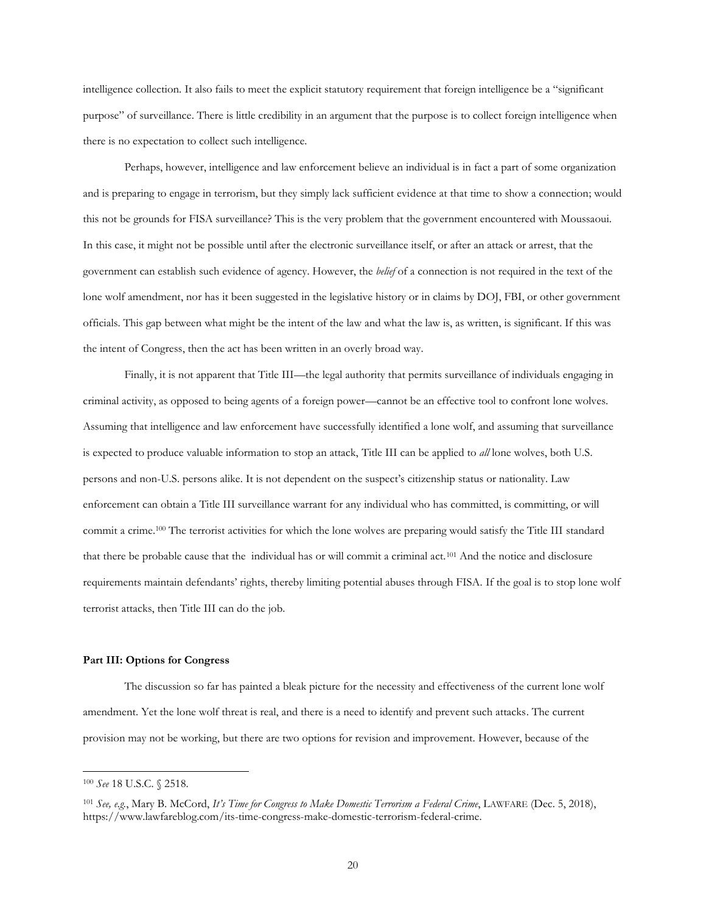intelligence collection. It also fails to meet the explicit statutory requirement that foreign intelligence be a "significant purpose" of surveillance. There is little credibility in an argument that the purpose is to collect foreign intelligence when there is no expectation to collect such intelligence.

Perhaps, however, intelligence and law enforcement believe an individual is in fact a part of some organization and is preparing to engage in terrorism, but they simply lack sufficient evidence at that time to show a connection; would this not be grounds for FISA surveillance? This is the very problem that the government encountered with Moussaoui. In this case, it might not be possible until after the electronic surveillance itself, or after an attack or arrest, that the government can establish such evidence of agency. However, the *belief* of a connection is not required in the text of the lone wolf amendment, nor has it been suggested in the legislative history or in claims by DOJ, FBI, or other government officials. This gap between what might be the intent of the law and what the law is, as written, is significant. If this was the intent of Congress, then the act has been written in an overly broad way.

Finally, it is not apparent that Title III—the legal authority that permits surveillance of individuals engaging in criminal activity, as opposed to being agents of a foreign power—cannot be an effective tool to confront lone wolves. Assuming that intelligence and law enforcement have successfully identified a lone wolf, and assuming that surveillance is expected to produce valuable information to stop an attack, Title III can be applied to *all* lone wolves, both U.S. persons and non-U.S. persons alike. It is not dependent on the suspect's citizenship status or nationality. Law enforcement can obtain a Title III surveillance warrant for any individual who has committed, is committing, or will commit a crime.[100] The terrorist activities for which the lone wolves are preparing would satisfy the Title III standard that there be probable cause that the individual has or will commit a criminal act.[101] And the notice and disclosure requirements maintain defendants' rights, thereby limiting potential abuses through FISA. If the goal is to stop lone wolf terrorist attacks, then Title III can do the job.

**Part III: Options for Congress**

The discussion so far has painted a bleak picture for the necessity and effectiveness of the current lone wolf amendment. Yet the lone wolf threat is real, and there is a need to identify and prevent such attacks. The current provision may not be working, but there are two options for revision and improvement. However, because of the

---

[100] *See* 18 U.S.C. § 2518.

[101] *See, e.g.*, Mary B. McCord, *It's Time for Congress to Make Domestic Terrorism a Federal Crime*, LAWFARE (Dec. 5, 2018), https://www.lawfareblog.com/its-time-congress-make-domestic-terrorism-federal-crime.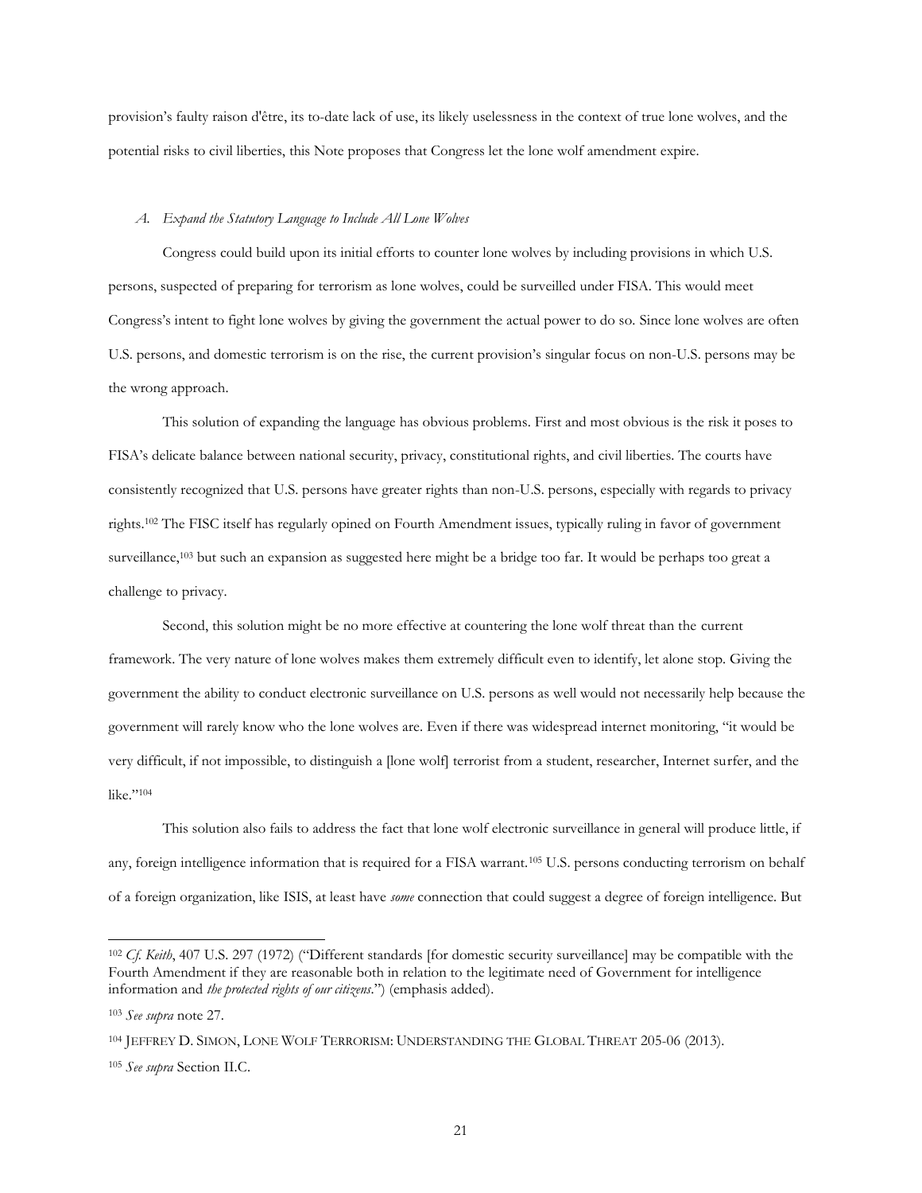provision's faulty raison d'être, its to-date lack of use, its likely uselessness in the context of true lone wolves, and the potential risks to civil liberties, this Note proposes that Congress let the lone wolf amendment expire.

### *A. Expand the Statutory Language to Include All Lone Wolves*

Congress could build upon its initial efforts to counter lone wolves by including provisions in which U.S. persons, suspected of preparing for terrorism as lone wolves, could be surveilled under FISA. This would meet Congress's intent to fight lone wolves by giving the government the actual power to do so. Since lone wolves are often U.S. persons, and domestic terrorism is on the rise, the current provision's singular focus on non-U.S. persons may be the wrong approach.

This solution of expanding the language has obvious problems. First and most obvious is the risk it poses to FISA's delicate balance between national security, privacy, constitutional rights, and civil liberties. The courts have consistently recognized that U.S. persons have greater rights than non-U.S. persons, especially with regards to privacy rights.[102] The FISC itself has regularly opined on Fourth Amendment issues, typically ruling in favor of government surveillance,[103] but such an expansion as suggested here might be a bridge too far. It would be perhaps too great a challenge to privacy.

Second, this solution might be no more effective at countering the lone wolf threat than the current framework. The very nature of lone wolves makes them extremely difficult even to identify, let alone stop. Giving the government the ability to conduct electronic surveillance on U.S. persons as well would not necessarily help because the government will rarely know who the lone wolves are. Even if there was widespread internet monitoring, "it would be very difficult, if not impossible, to distinguish a [lone wolf] terrorist from a student, researcher, Internet surfer, and the like."[104]

This solution also fails to address the fact that lone wolf electronic surveillance in general will produce little, if any, foreign intelligence information that is required for a FISA warrant.[105] U.S. persons conducting terrorism on behalf of a foreign organization, like ISIS, at least have *some* connection that could suggest a degree of foreign intelligence. But

---

[102] *Cf. Keith*, 407 U.S. 297 (1972) ("Different standards [for domestic security surveillance] may be compatible with the Fourth Amendment if they are reasonable both in relation to the legitimate need of Government for intelligence information and *the protected rights of our citizens*.") (emphasis added).

[103] *See supra* note 27.

[104] JEFFREY D. SIMON, LONE WOLF TERRORISM: UNDERSTANDING THE GLOBAL THREAT 205-06 (2013).

[105] *See supra* Section II.C.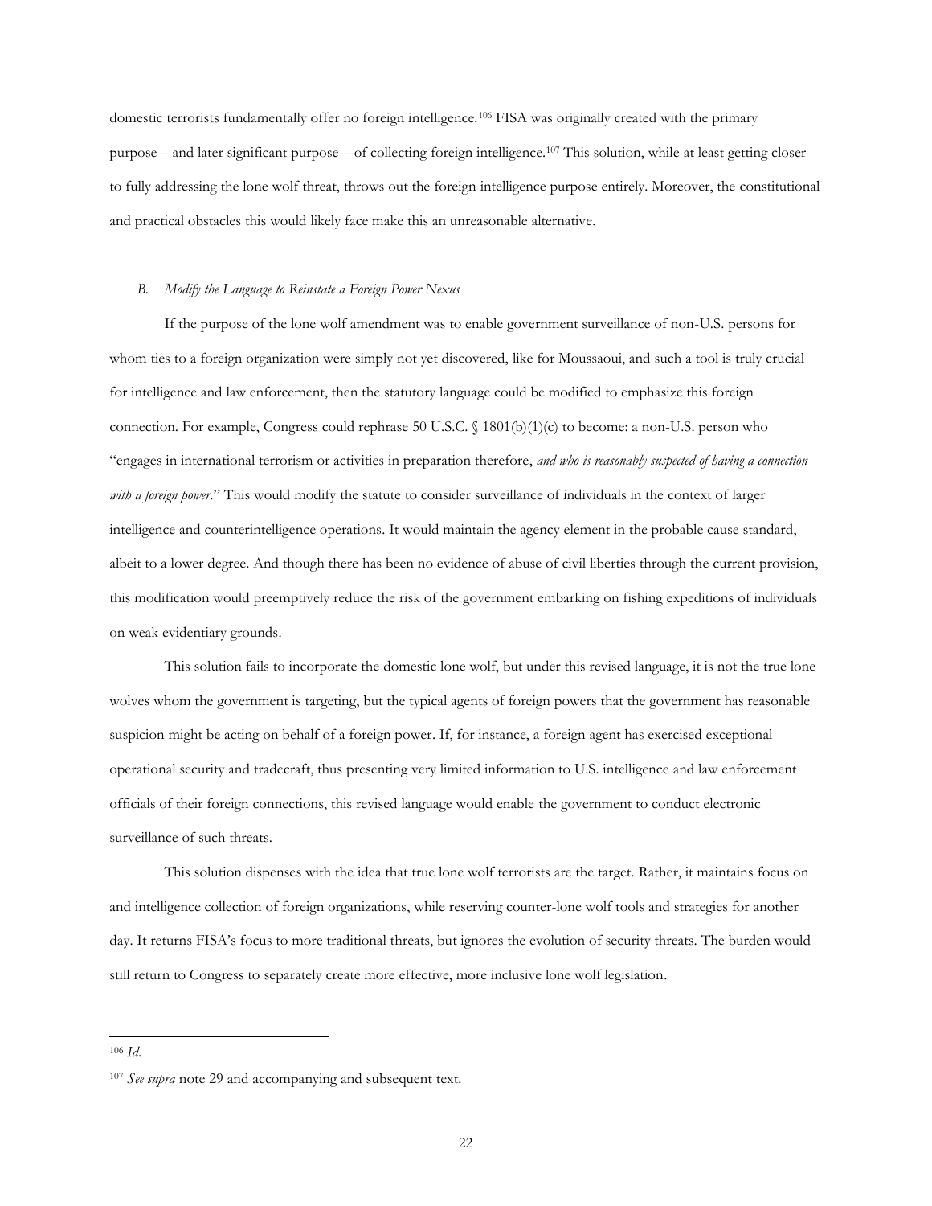domestic terrorists fundamentally offer no foreign intelligence.[106] FISA was originally created with the primary purpose—and later significant purpose—of collecting foreign intelligence.[107] This solution, while at least getting closer to fully addressing the lone wolf threat, throws out the foreign intelligence purpose entirely. Moreover, the constitutional and practical obstacles this would likely face make this an unreasonable alternative.

### *B. Modify the Language to Reinstate a Foreign Power Nexus*

If the purpose of the lone wolf amendment was to enable government surveillance of non-U.S. persons for whom ties to a foreign organization were simply not yet discovered, like for Moussaoui, and such a tool is truly crucial for intelligence and law enforcement, then the statutory language could be modified to emphasize this foreign connection. For example, Congress could rephrase 50 U.S.C. § 1801(b)(1)(c) to become: a non-U.S. person who "engages in international terrorism or activities in preparation therefore, *and who is reasonably suspected of having a connection with a foreign power.*" This would modify the statute to consider surveillance of individuals in the context of larger intelligence and counterintelligence operations. It would maintain the agency element in the probable cause standard, albeit to a lower degree. And though there has been no evidence of abuse of civil liberties through the current provision, this modification would preemptively reduce the risk of the government embarking on fishing expeditions of individuals on weak evidentiary grounds.

This solution fails to incorporate the domestic lone wolf, but under this revised language, it is not the true lone wolves whom the government is targeting, but the typical agents of foreign powers that the government has reasonable suspicion might be acting on behalf of a foreign power. If, for instance, a foreign agent has exercised exceptional operational security and tradecraft, thus presenting very limited information to U.S. intelligence and law enforcement officials of their foreign connections, this revised language would enable the government to conduct electronic surveillance of such threats.

This solution dispenses with the idea that true lone wolf terrorists are the target. Rather, it maintains focus on and intelligence collection of foreign organizations, while reserving counter-lone wolf tools and strategies for another day. It returns FISA's focus to more traditional threats, but ignores the evolution of security threats. The burden would still return to Congress to separately create more effective, more inclusive lone wolf legislation.

---

[106] *Id.*

[107] *See supra* note 29 and accompanying and subsequent text.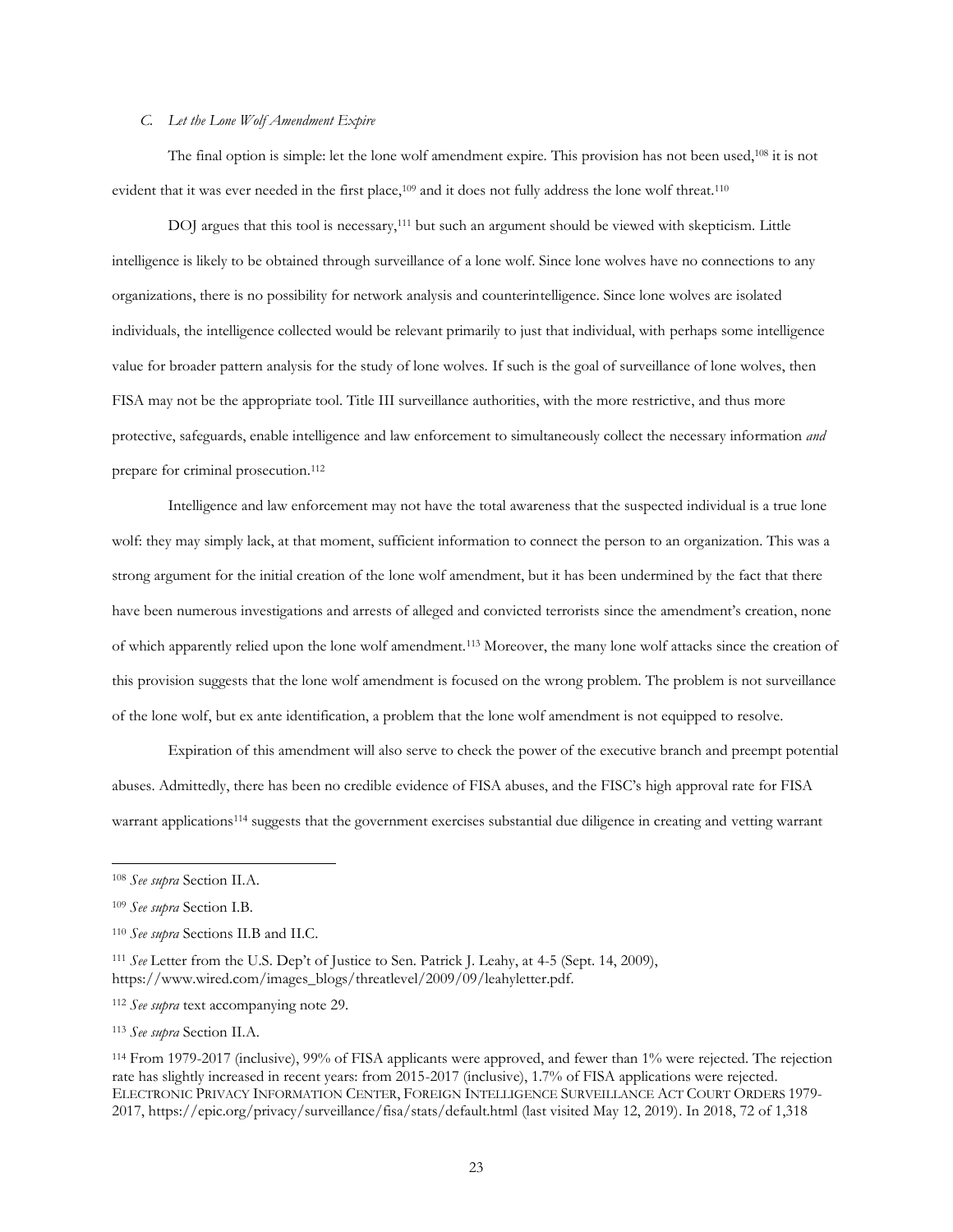### *C. Let the Lone Wolf Amendment Expire*

The final option is simple: let the lone wolf amendment expire. This provision has not been used,[108] it is not evident that it was ever needed in the first place,[109] and it does not fully address the lone wolf threat.[110]

DOJ argues that this tool is necessary,[111] but such an argument should be viewed with skepticism. Little intelligence is likely to be obtained through surveillance of a lone wolf. Since lone wolves have no connections to any organizations, there is no possibility for network analysis and counterintelligence. Since lone wolves are isolated individuals, the intelligence collected would be relevant primarily to just that individual, with perhaps some intelligence value for broader pattern analysis for the study of lone wolves. If such is the goal of surveillance of lone wolves, then FISA may not be the appropriate tool. Title III surveillance authorities, with the more restrictive, and thus more protective, safeguards, enable intelligence and law enforcement to simultaneously collect the necessary information *and* prepare for criminal prosecution.[112]

Intelligence and law enforcement may not have the total awareness that the suspected individual is a true lone wolf: they may simply lack, at that moment, sufficient information to connect the person to an organization. This was a strong argument for the initial creation of the lone wolf amendment, but it has been undermined by the fact that there have been numerous investigations and arrests of alleged and convicted terrorists since the amendment's creation, none of which apparently relied upon the lone wolf amendment.[113] Moreover, the many lone wolf attacks since the creation of this provision suggests that the lone wolf amendment is focused on the wrong problem. The problem is not surveillance of the lone wolf, but ex ante identification, a problem that the lone wolf amendment is not equipped to resolve.

Expiration of this amendment will also serve to check the power of the executive branch and preempt potential abuses. Admittedly, there has been no credible evidence of FISA abuses, and the FISC's high approval rate for FISA warrant applications[114] suggests that the government exercises substantial due diligence in creating and vetting warrant

---

[108] *See supra* Section II.A.

[109] *See supra* Section I.B.

[110] *See supra* Sections II.B and II.C.

[111] *See* Letter from the U.S. Dep't of Justice to Sen. Patrick J. Leahy, at 4-5 (Sept. 14, 2009), https://www.wired.com/images_blogs/threatlevel/2009/09/leahyletter.pdf.

[112] *See supra* text accompanying note 29.

[113] *See supra* Section II.A.

[114] From 1979-2017 (inclusive), 99% of FISA applicants were approved, and fewer than 1% were rejected. The rejection rate has slightly increased in recent years: from 2015-2017 (inclusive), 1.7% of FISA applications were rejected. ELECTRONIC PRIVACY INFORMATION CENTER, FOREIGN INTELLIGENCE SURVEILLANCE ACT COURT ORDERS 1979-2017, https://epic.org/privacy/surveillance/fisa/stats/default.html (last visited May 12, 2019). In 2018, 72 of 1,318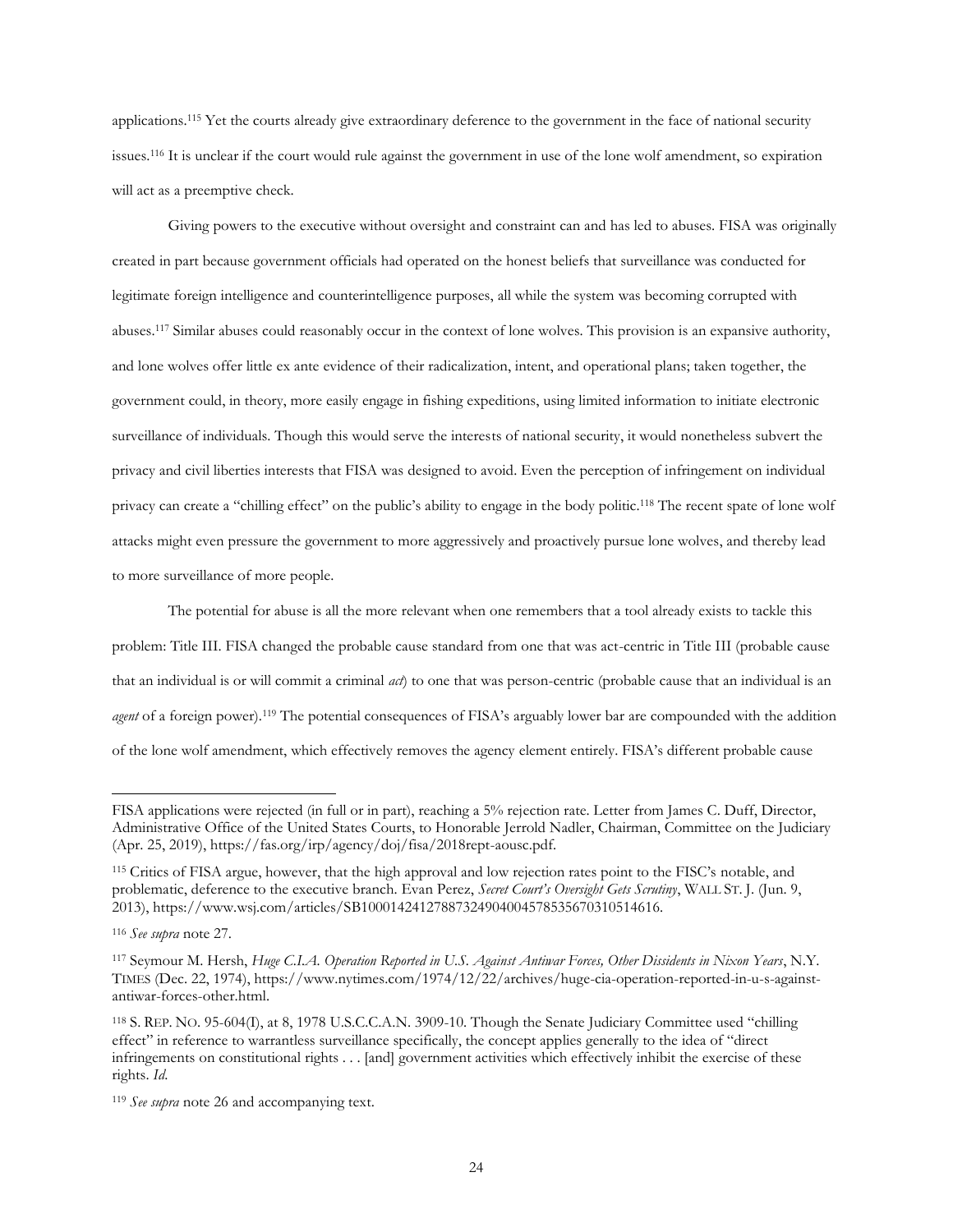applications.[115] Yet the courts already give extraordinary deference to the government in the face of national security issues.[116] It is unclear if the court would rule against the government in use of the lone wolf amendment, so expiration will act as a preemptive check.

Giving powers to the executive without oversight and constraint can and has led to abuses. FISA was originally created in part because government officials had operated on the honest beliefs that surveillance was conducted for legitimate foreign intelligence and counterintelligence purposes, all while the system was becoming corrupted with abuses.[117] Similar abuses could reasonably occur in the context of lone wolves. This provision is an expansive authority, and lone wolves offer little ex ante evidence of their radicalization, intent, and operational plans; taken together, the government could, in theory, more easily engage in fishing expeditions, using limited information to initiate electronic surveillance of individuals. Though this would serve the interests of national security, it would nonetheless subvert the privacy and civil liberties interests that FISA was designed to avoid. Even the perception of infringement on individual privacy can create a "chilling effect" on the public's ability to engage in the body politic.[118] The recent spate of lone wolf attacks might even pressure the government to more aggressively and proactively pursue lone wolves, and thereby lead to more surveillance of more people.

The potential for abuse is all the more relevant when one remembers that a tool already exists to tackle this problem: Title III. FISA changed the probable cause standard from one that was act-centric in Title III (probable cause that an individual is or will commit a criminal *act*) to one that was person-centric (probable cause that an individual is an *agent* of a foreign power).[119] The potential consequences of FISA's arguably lower bar are compounded with the addition of the lone wolf amendment, which effectively removes the agency element entirely. FISA's different probable cause

---

FISA applications were rejected (in full or in part), reaching a 5% rejection rate. Letter from James C. Duff, Director, Administrative Office of the United States Courts, to Honorable Jerrold Nadler, Chairman, Committee on the Judiciary (Apr. 25, 2019), https://fas.org/irp/agency/doj/fisa/2018rept-aousc.pdf.

[115] Critics of FISA argue, however, that the high approval and low rejection rates point to the FISC's notable, and problematic, deference to the executive branch. Evan Perez, *Secret Court's Oversight Gets Scrutiny*, WALL ST. J. (Jun. 9, 2013), https://www.wsj.com/articles/SB10001424127887324904004578535670310514616.

[116] *See supra* note 27.

[117] Seymour M. Hersh, *Huge C.I.A. Operation Reported in U.S. Against Antiwar Forces, Other Dissidents in Nixon Years*, N.Y. TIMES (Dec. 22, 1974), https://www.nytimes.com/1974/12/22/archives/huge-cia-operation-reported-in-u-s-against-antiwar-forces-other.html.

[118] S. REP. NO. 95-604(I), at 8, 1978 U.S.C.C.A.N. 3909-10. Though the Senate Judiciary Committee used "chilling effect" in reference to warrantless surveillance specifically, the concept applies generally to the idea of "direct infringements on constitutional rights . . . [and] government activities which effectively inhibit the exercise of these rights. *Id.*

[119] *See supra* note 26 and accompanying text.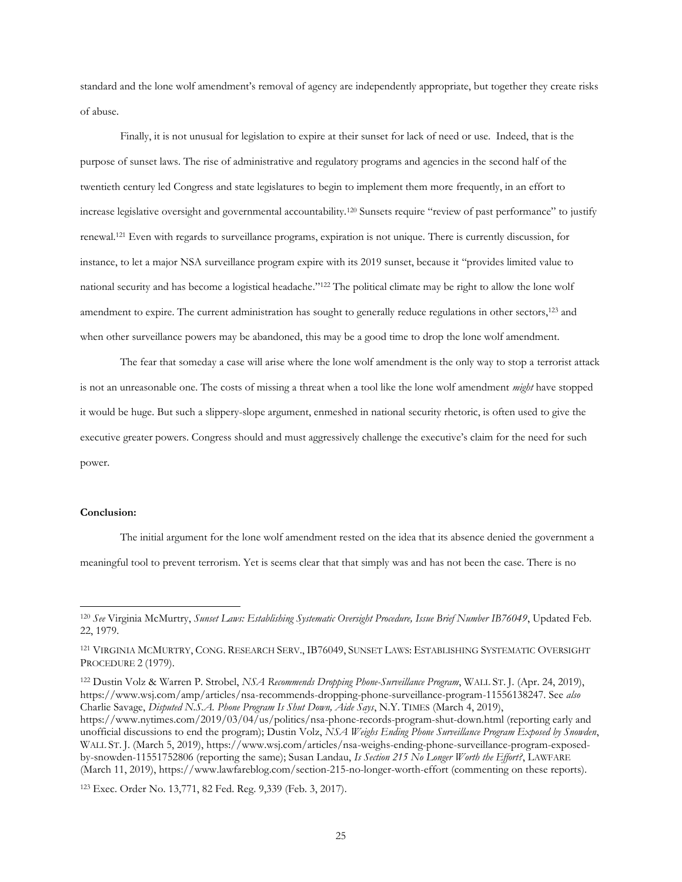standard and the lone wolf amendment's removal of agency are independently appropriate, but together they create risks of abuse.

Finally, it is not unusual for legislation to expire at their sunset for lack of need or use. Indeed, that is the purpose of sunset laws. The rise of administrative and regulatory programs and agencies in the second half of the twentieth century led Congress and state legislatures to begin to implement them more frequently, in an effort to increase legislative oversight and governmental accountability.[120] Sunsets require "review of past performance" to justify renewal.[121] Even with regards to surveillance programs, expiration is not unique. There is currently discussion, for instance, to let a major NSA surveillance program expire with its 2019 sunset, because it "provides limited value to national security and has become a logistical headache."[122] The political climate may be right to allow the lone wolf amendment to expire. The current administration has sought to generally reduce regulations in other sectors,[123] and when other surveillance powers may be abandoned, this may be a good time to drop the lone wolf amendment.

The fear that someday a case will arise where the lone wolf amendment is the only way to stop a terrorist attack is not an unreasonable one. The costs of missing a threat when a tool like the lone wolf amendment *might* have stopped it would be huge. But such a slippery-slope argument, enmeshed in national security rhetoric, is often used to give the executive greater powers. Congress should and must aggressively challenge the executive's claim for the need for such power.

**Conclusion:**

The initial argument for the lone wolf amendment rested on the idea that its absence denied the government a meaningful tool to prevent terrorism. Yet is seems clear that that simply was and has not been the case. There is no

---

[120] *See* Virginia McMurtry, *Sunset Laws: Establishing Systematic Oversight Procedure, Issue Brief Number IB76049*, Updated Feb. 22, 1979.

[121] VIRGINIA MCMURTRY, CONG. RESEARCH SERV., IB76049, SUNSET LAWS: ESTABLISHING SYSTEMATIC OVERSIGHT PROCEDURE 2 (1979).

[122] Dustin Volz & Warren P. Strobel, *NSA Recommends Dropping Phone-Surveillance Program*, WALL ST. J. (Apr. 24, 2019), https://www.wsj.com/amp/articles/nsa-recommends-dropping-phone-surveillance-program-11556138247. See *also* Charlie Savage, *Disputed N.S.A. Phone Program Is Shut Down, Aide Says*, N.Y. TIMES (March 4, 2019), https://www.nytimes.com/2019/03/04/us/politics/nsa-phone-records-program-shut-down.html (reporting early and unofficial discussions to end the program); Dustin Volz, *NSA Weighs Ending Phone Surveillance Program Exposed by Snowden*, WALL ST. J. (March 5, 2019), https://www.wsj.com/articles/nsa-weighs-ending-phone-surveillance-program-exposed-by-snowden-11551752806 (reporting the same); Susan Landau, *Is Section 215 No Longer Worth the Effort?*, LAWFARE (March 11, 2019), https://www.lawfareblog.com/section-215-no-longer-worth-effort (commenting on these reports).

[123] Exec. Order No. 13,771, 82 Fed. Reg. 9,339 (Feb. 3, 2017).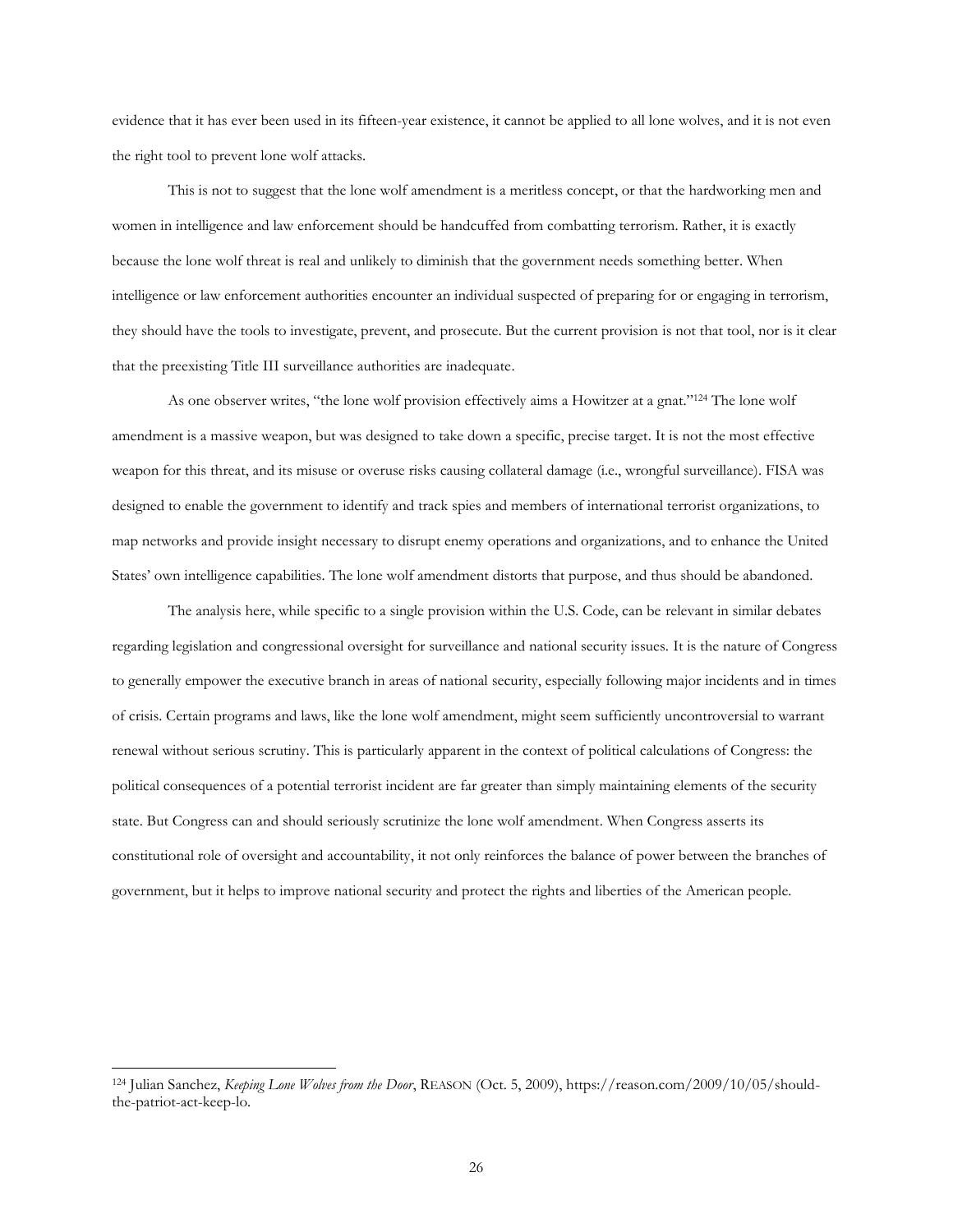evidence that it has ever been used in its fifteen-year existence, it cannot be applied to all lone wolves, and it is not even the right tool to prevent lone wolf attacks.

This is not to suggest that the lone wolf amendment is a meritless concept, or that the hardworking men and women in intelligence and law enforcement should be handcuffed from combatting terrorism. Rather, it is exactly because the lone wolf threat is real and unlikely to diminish that the government needs something better. When intelligence or law enforcement authorities encounter an individual suspected of preparing for or engaging in terrorism, they should have the tools to investigate, prevent, and prosecute. But the current provision is not that tool, nor is it clear that the preexisting Title III surveillance authorities are inadequate.

As one observer writes, "the lone wolf provision effectively aims a Howitzer at a gnat."[124] The lone wolf amendment is a massive weapon, but was designed to take down a specific, precise target. It is not the most effective weapon for this threat, and its misuse or overuse risks causing collateral damage (i.e., wrongful surveillance). FISA was designed to enable the government to identify and track spies and members of international terrorist organizations, to map networks and provide insight necessary to disrupt enemy operations and organizations, and to enhance the United States' own intelligence capabilities. The lone wolf amendment distorts that purpose, and thus should be abandoned.

The analysis here, while specific to a single provision within the U.S. Code, can be relevant in similar debates regarding legislation and congressional oversight for surveillance and national security issues. It is the nature of Congress to generally empower the executive branch in areas of national security, especially following major incidents and in times of crisis. Certain programs and laws, like the lone wolf amendment, might seem sufficiently uncontroversial to warrant renewal without serious scrutiny. This is particularly apparent in the context of political calculations of Congress: the political consequences of a potential terrorist incident are far greater than simply maintaining elements of the security state. But Congress can and should seriously scrutinize the lone wolf amendment. When Congress asserts its constitutional role of oversight and accountability, it not only reinforces the balance of power between the branches of government, but it helps to improve national security and protect the rights and liberties of the American people.

---

[124] Julian Sanchez, *Keeping Lone Wolves from the Door*, REASON (Oct. 5, 2009), https://reason.com/2009/10/05/should-the-patriot-act-keep-lo.